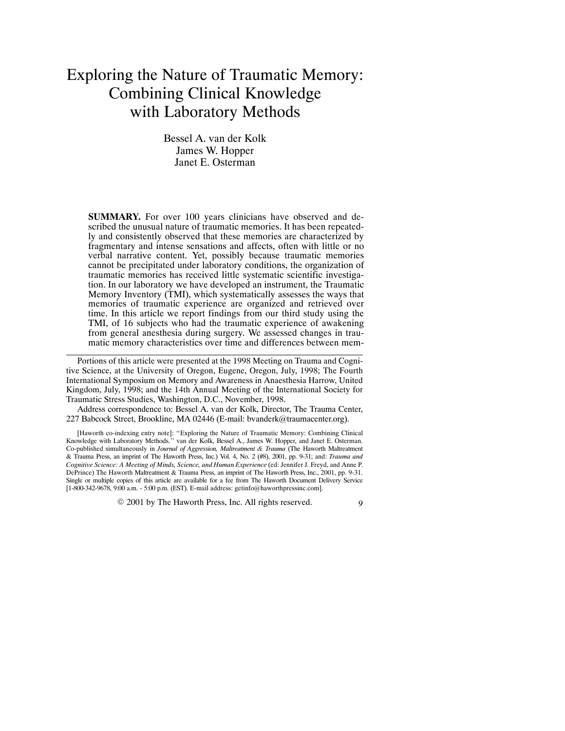# Exploring the Nature of Traumatic Memory: Combining Clinical Knowledge with Laboratory Methods

Bessel A. van der Kolk
James W. Hopper
Janet E. Osterman

**SUMMARY.** For over 100 years clinicians have observed and described the unusual nature of traumatic memories. It has been repeatedly and consistently observed that these memories are characterized by fragmentary and intense sensations and affects, often with little or no verbal narrative content. Yet, possibly because traumatic memories cannot be precipitated under laboratory conditions, the organization of traumatic memories has received little systematic scientific investigation. In our laboratory we have developed an instrument, the Traumatic Memory Inventory (TMI), which systematically assesses the ways that memories of traumatic experience are organized and retrieved over time. In this article we report findings from our third study using the TMI, of 16 subjects who had the traumatic experience of awakening from general anesthesia during surgery. We assessed changes in traumatic memory characteristics over time and differences between mem-

---

Portions of this article were presented at the 1998 Meeting on Trauma and Cognitive Science, at the University of Oregon, Eugene, Oregon, July, 1998; The Fourth International Symposium on Memory and Awareness in Anaesthesia Harrow, United Kingdom, July, 1998; and the 14th Annual Meeting of the International Society for Traumatic Stress Studies, Washington, D.C., November, 1998.

Address correspondence to: Bessel A. van der Kolk, Director, The Trauma Center, 227 Babcock Street, Brookline, MA 02446 (E-mail: bvanderk@traumacenter.org).

[Haworth co-indexing entry note]: "Exploring the Nature of Traumatic Memory: Combining Clinical Knowledge with Laboratory Methods." van der Kolk, Bessel A., James W. Hopper, and Janet E. Osterman. Co-published simultaneously in *Journal of Aggression, Maltreatment & Trauma* (The Haworth Maltreatment & Trauma Press, an imprint of The Haworth Press, Inc.) Vol. 4, No. 2 (#8), 2001, pp. 9-31; and: *Trauma and Cognitive Science: A Meeting of Minds, Science, and Human Experience* (ed: Jennifer J. Freyd, and Anne P. DePrince) The Haworth Maltreatment & Trauma Press, an imprint of The Haworth Press, Inc., 2001, pp. 9-31. Single or multiple copies of this article are available for a fee from The Haworth Document Delivery Service [1-800-342-9678, 9:00 a.m. - 5:00 p.m. (EST). E-mail address: getinfo@haworthpressinc.com].

© 2001 by The Haworth Press, Inc. All rights reserved.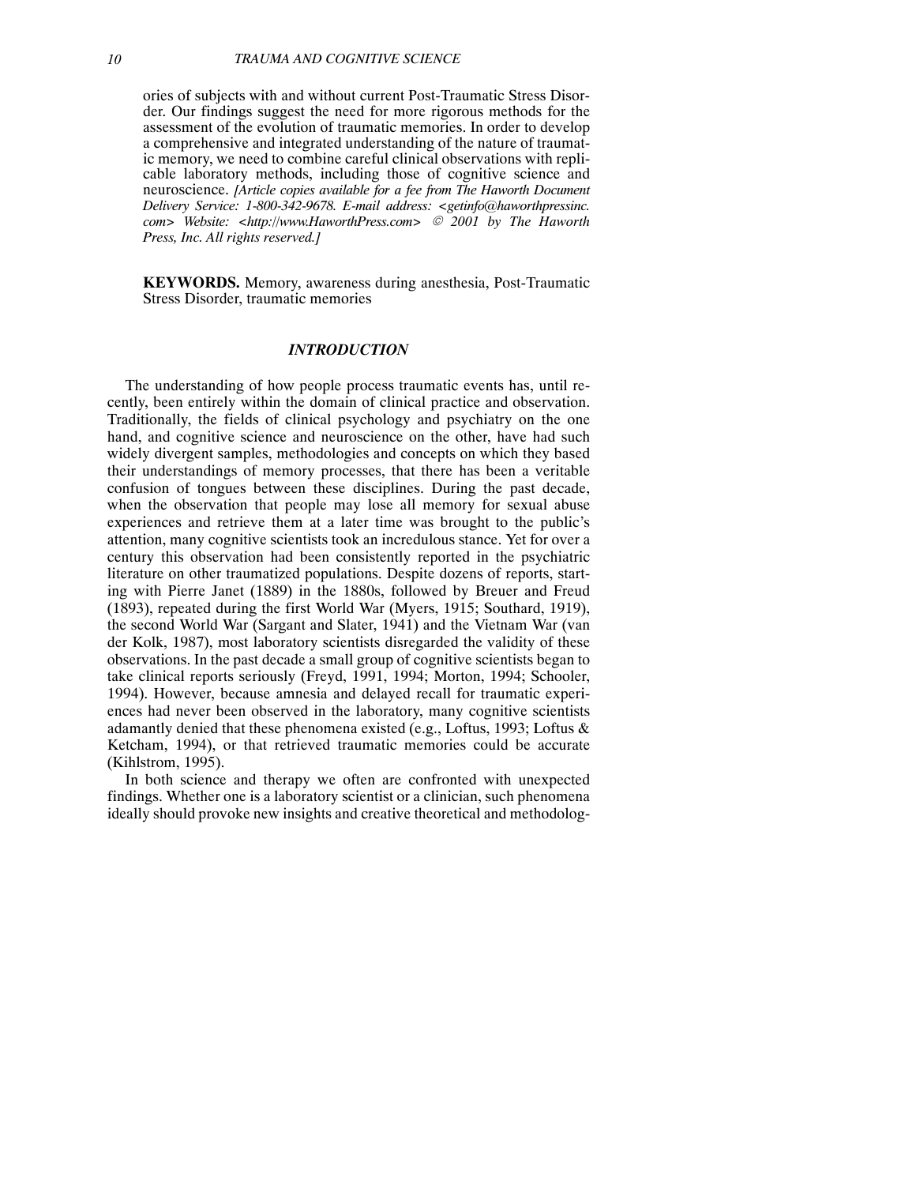ories of subjects with and without current Post-Traumatic Stress Disorder. Our findings suggest the need for more rigorous methods for the assessment of the evolution of traumatic memories. In order to develop a comprehensive and integrated understanding of the nature of traumatic memory, we need to combine careful clinical observations with replicable laboratory methods, including those of cognitive science and neuroscience. *[Article copies available for a fee from The Haworth Document Delivery Service: 1-800-342-9678. E-mail address: <getinfo@haworthpressinc.com> Website: <http://www.HaworthPress.com> © 2001 by The Haworth Press, Inc. All rights reserved.]*

**KEYWORDS.** Memory, awareness during anesthesia, Post-Traumatic Stress Disorder, traumatic memories

## *INTRODUCTION*

The understanding of how people process traumatic events has, until recently, been entirely within the domain of clinical practice and observation. Traditionally, the fields of clinical psychology and psychiatry on the one hand, and cognitive science and neuroscience on the other, have had such widely divergent samples, methodologies and concepts on which they based their understandings of memory processes, that there has been a veritable confusion of tongues between these disciplines. During the past decade, when the observation that people may lose all memory for sexual abuse experiences and retrieve them at a later time was brought to the public's attention, many cognitive scientists took an incredulous stance. Yet for over a century this observation had been consistently reported in the psychiatric literature on other traumatized populations. Despite dozens of reports, starting with Pierre Janet (1889) in the 1880s, followed by Breuer and Freud (1893), repeated during the first World War (Myers, 1915; Southard, 1919), the second World War (Sargant and Slater, 1941) and the Vietnam War (van der Kolk, 1987), most laboratory scientists disregarded the validity of these observations. In the past decade a small group of cognitive scientists began to take clinical reports seriously (Freyd, 1991, 1994; Morton, 1994; Schooler, 1994). However, because amnesia and delayed recall for traumatic experiences had never been observed in the laboratory, many cognitive scientists adamantly denied that these phenomena existed (e.g., Loftus, 1993; Loftus & Ketcham, 1994), or that retrieved traumatic memories could be accurate (Kihlstrom, 1995).

In both science and therapy we often are confronted with unexpected findings. Whether one is a laboratory scientist or a clinician, such phenomena ideally should provoke new insights and creative theoretical and methodolog-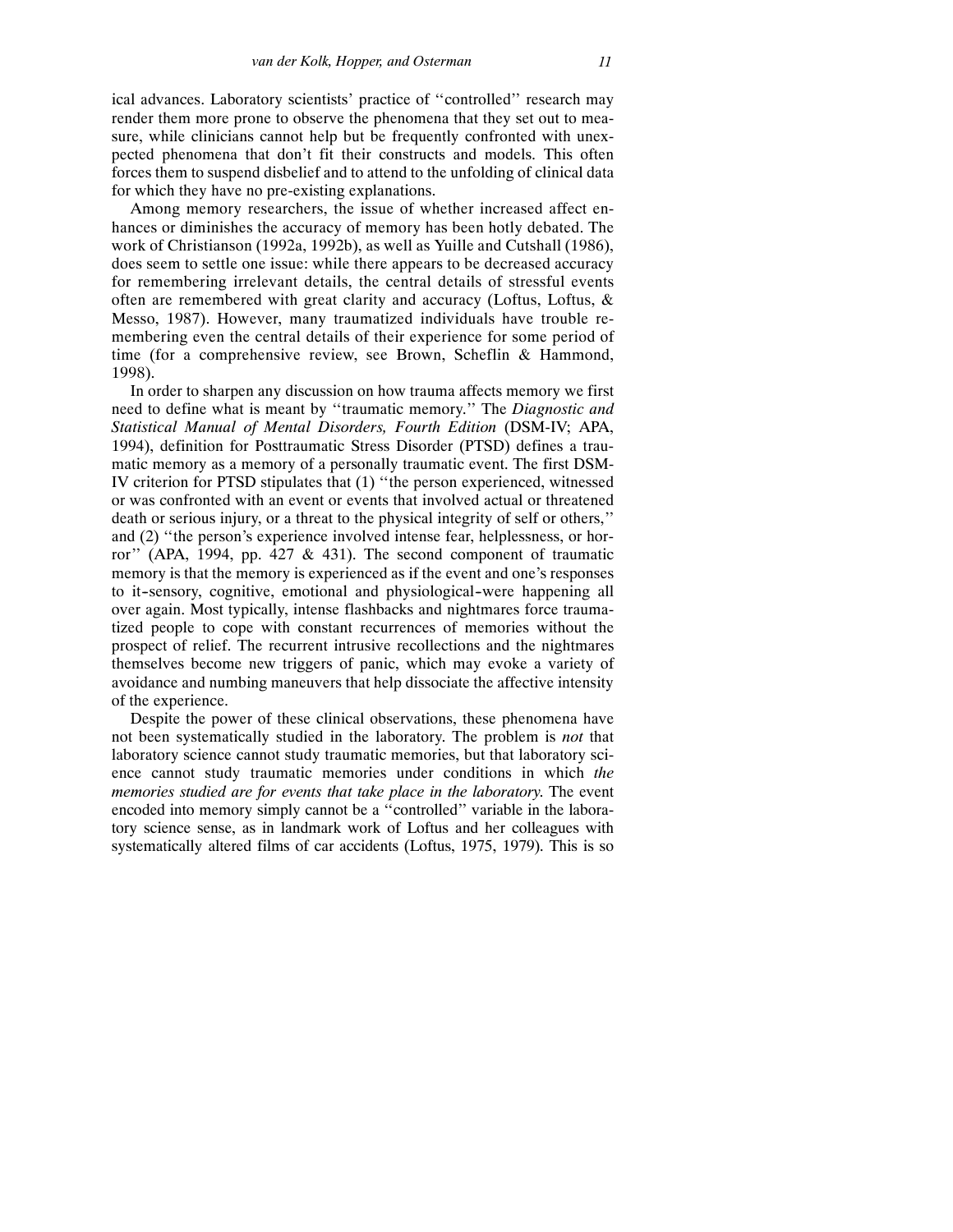ical advances. Laboratory scientists' practice of ''controlled'' research may render them more prone to observe the phenomena that they set out to measure, while clinicians cannot help but be frequently confronted with unexpected phenomena that don't fit their constructs and models. This often forces them to suspend disbelief and to attend to the unfolding of clinical data for which they have no pre-existing explanations.

Among memory researchers, the issue of whether increased affect enhances or diminishes the accuracy of memory has been hotly debated. The work of Christianson (1992a, 1992b), as well as Yuille and Cutshall (1986), does seem to settle one issue: while there appears to be decreased accuracy for remembering irrelevant details, the central details of stressful events often are remembered with great clarity and accuracy (Loftus, Loftus, & Messo, 1987). However, many traumatized individuals have trouble remembering even the central details of their experience for some period of time (for a comprehensive review, see Brown, Scheflin & Hammond, 1998).

In order to sharpen any discussion on how trauma affects memory we first need to define what is meant by ''traumatic memory.'' The *Diagnostic and Statistical Manual of Mental Disorders, Fourth Edition* (DSM-IV; APA, 1994), definition for Posttraumatic Stress Disorder (PTSD) defines a traumatic memory as a memory of a personally traumatic event. The first DSM-IV criterion for PTSD stipulates that (1) ''the person experienced, witnessed or was confronted with an event or events that involved actual or threatened death or serious injury, or a threat to the physical integrity of self or others,'' and (2) ''the person's experience involved intense fear, helplessness, or horror'' (APA, 1994, pp. 427 & 431). The second component of traumatic memory is that the memory is experienced as if the event and one's responses to it–sensory, cognitive, emotional and physiological–were happening all over again. Most typically, intense flashbacks and nightmares force traumatized people to cope with constant recurrences of memories without the prospect of relief. The recurrent intrusive recollections and the nightmares themselves become new triggers of panic, which may evoke a variety of avoidance and numbing maneuvers that help dissociate the affective intensity of the experience.

Despite the power of these clinical observations, these phenomena have not been systematically studied in the laboratory. The problem is *not* that laboratory science cannot study traumatic memories, but that laboratory science cannot study traumatic memories under conditions in which *the memories studied are for events that take place in the laboratory.* The event encoded into memory simply cannot be a ''controlled'' variable in the laboratory science sense, as in landmark work of Loftus and her colleagues with systematically altered films of car accidents (Loftus, 1975, 1979). This is so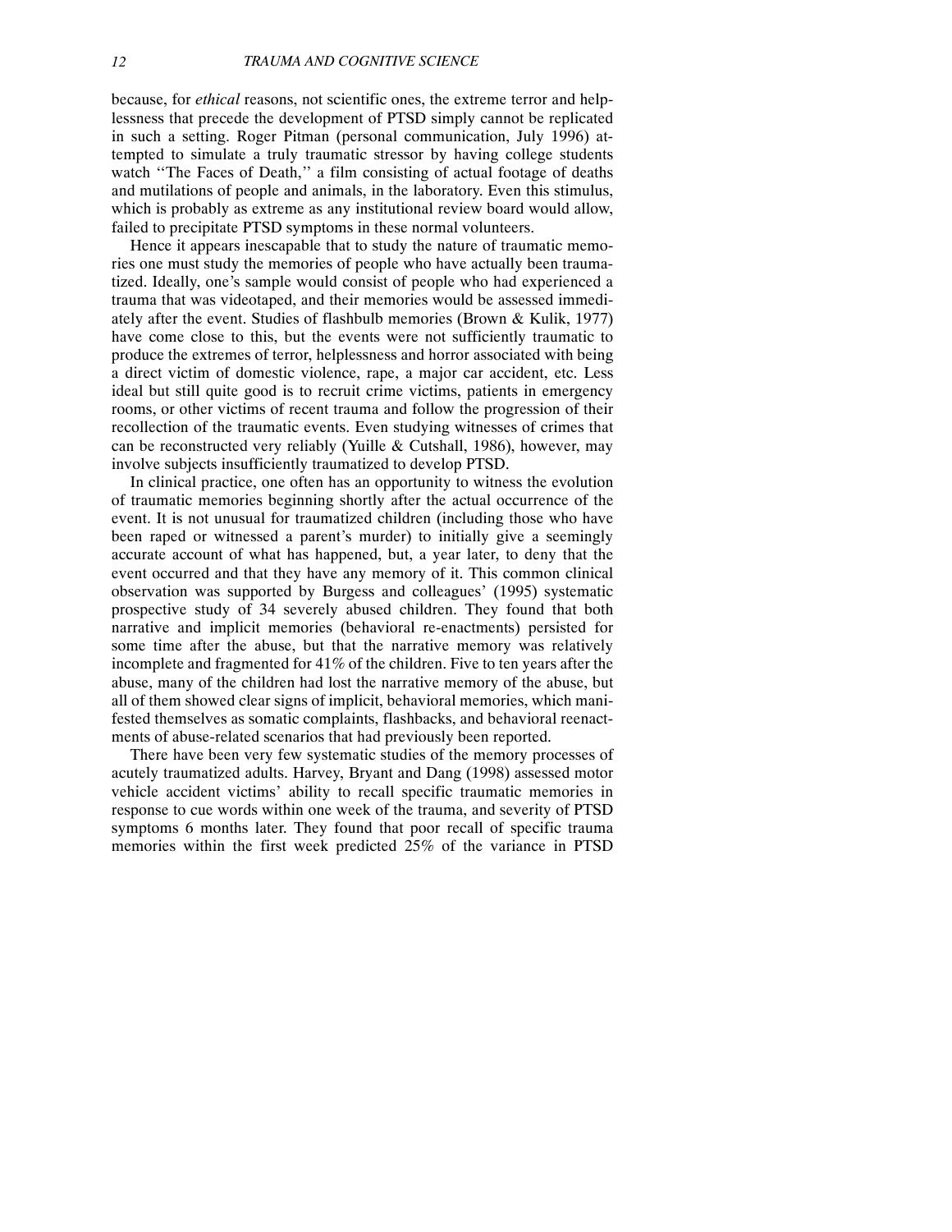because, for *ethical* reasons, not scientific ones, the extreme terror and helplessness that precede the development of PTSD simply cannot be replicated in such a setting. Roger Pitman (personal communication, July 1996) attempted to simulate a truly traumatic stressor by having college students watch "The Faces of Death," a film consisting of actual footage of deaths and mutilations of people and animals, in the laboratory. Even this stimulus, which is probably as extreme as any institutional review board would allow, failed to precipitate PTSD symptoms in these normal volunteers.

Hence it appears inescapable that to study the nature of traumatic memories one must study the memories of people who have actually been traumatized. Ideally, one's sample would consist of people who had experienced a trauma that was videotaped, and their memories would be assessed immediately after the event. Studies of flashbulb memories (Brown & Kulik, 1977) have come close to this, but the events were not sufficiently traumatic to produce the extremes of terror, helplessness and horror associated with being a direct victim of domestic violence, rape, a major car accident, etc. Less ideal but still quite good is to recruit crime victims, patients in emergency rooms, or other victims of recent trauma and follow the progression of their recollection of the traumatic events. Even studying witnesses of crimes that can be reconstructed very reliably (Yuille & Cutshall, 1986), however, may involve subjects insufficiently traumatized to develop PTSD.

In clinical practice, one often has an opportunity to witness the evolution of traumatic memories beginning shortly after the actual occurrence of the event. It is not unusual for traumatized children (including those who have been raped or witnessed a parent's murder) to initially give a seemingly accurate account of what has happened, but, a year later, to deny that the event occurred and that they have any memory of it. This common clinical observation was supported by Burgess and colleagues' (1995) systematic prospective study of 34 severely abused children. They found that both narrative and implicit memories (behavioral re-enactments) persisted for some time after the abuse, but that the narrative memory was relatively incomplete and fragmented for 41% of the children. Five to ten years after the abuse, many of the children had lost the narrative memory of the abuse, but all of them showed clear signs of implicit, behavioral memories, which manifested themselves as somatic complaints, flashbacks, and behavioral reenactments of abuse-related scenarios that had previously been reported.

There have been very few systematic studies of the memory processes of acutely traumatized adults. Harvey, Bryant and Dang (1998) assessed motor vehicle accident victims' ability to recall specific traumatic memories in response to cue words within one week of the trauma, and severity of PTSD symptoms 6 months later. They found that poor recall of specific trauma memories within the first week predicted 25% of the variance in PTSD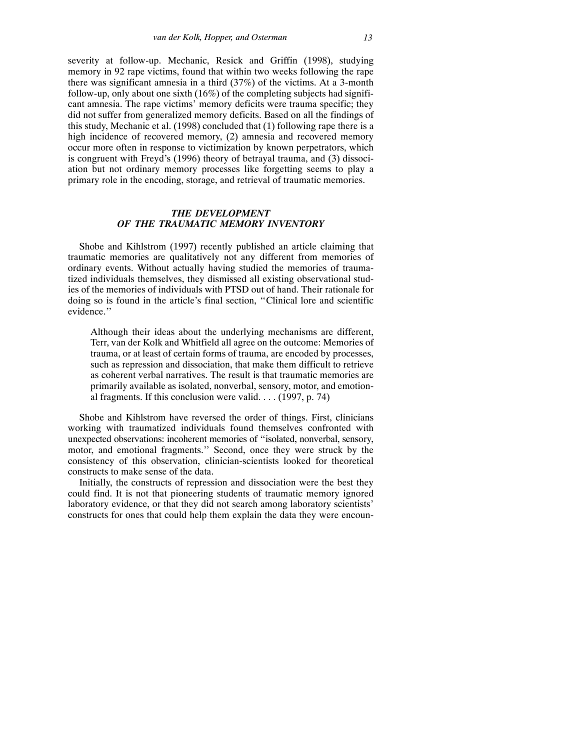severity at follow-up. Mechanic, Resick and Griffin (1998), studying memory in 92 rape victims, found that within two weeks following the rape there was significant amnesia in a third (37%) of the victims. At a 3-month follow-up, only about one sixth (16%) of the completing subjects had significant amnesia. The rape victims' memory deficits were trauma specific; they did not suffer from generalized memory deficits. Based on all the findings of this study, Mechanic et al. (1998) concluded that (1) following rape there is a high incidence of recovered memory, (2) amnesia and recovered memory occur more often in response to victimization by known perpetrators, which is congruent with Freyd's (1996) theory of betrayal trauma, and (3) dissociation but not ordinary memory processes like forgetting seems to play a primary role in the encoding, storage, and retrieval of traumatic memories.

## *THE DEVELOPMENT OF THE TRAUMATIC MEMORY INVENTORY*

Shobe and Kihlstrom (1997) recently published an article claiming that traumatic memories are qualitatively not any different from memories of ordinary events. Without actually having studied the memories of traumatized individuals themselves, they dismissed all existing observational studies of the memories of individuals with PTSD out of hand. Their rationale for doing so is found in the article's final section, "Clinical lore and scientific evidence."

> Although their ideas about the underlying mechanisms are different, Terr, van der Kolk and Whitfield all agree on the outcome: Memories of trauma, or at least of certain forms of trauma, are encoded by processes, such as repression and dissociation, that make them difficult to retrieve as coherent verbal narratives. The result is that traumatic memories are primarily available as isolated, nonverbal, sensory, motor, and emotional fragments. If this conclusion were valid. . . . (1997, p. 74)

Shobe and Kihlstrom have reversed the order of things. First, clinicians working with traumatized individuals found themselves confronted with unexpected observations: incoherent memories of "isolated, nonverbal, sensory, motor, and emotional fragments." Second, once they were struck by the consistency of this observation, clinician-scientists looked for theoretical constructs to make sense of the data.

Initially, the constructs of repression and dissociation were the best they could find. It is not that pioneering students of traumatic memory ignored laboratory evidence, or that they did not search among laboratory scientists' constructs for ones that could help them explain the data they were encoun-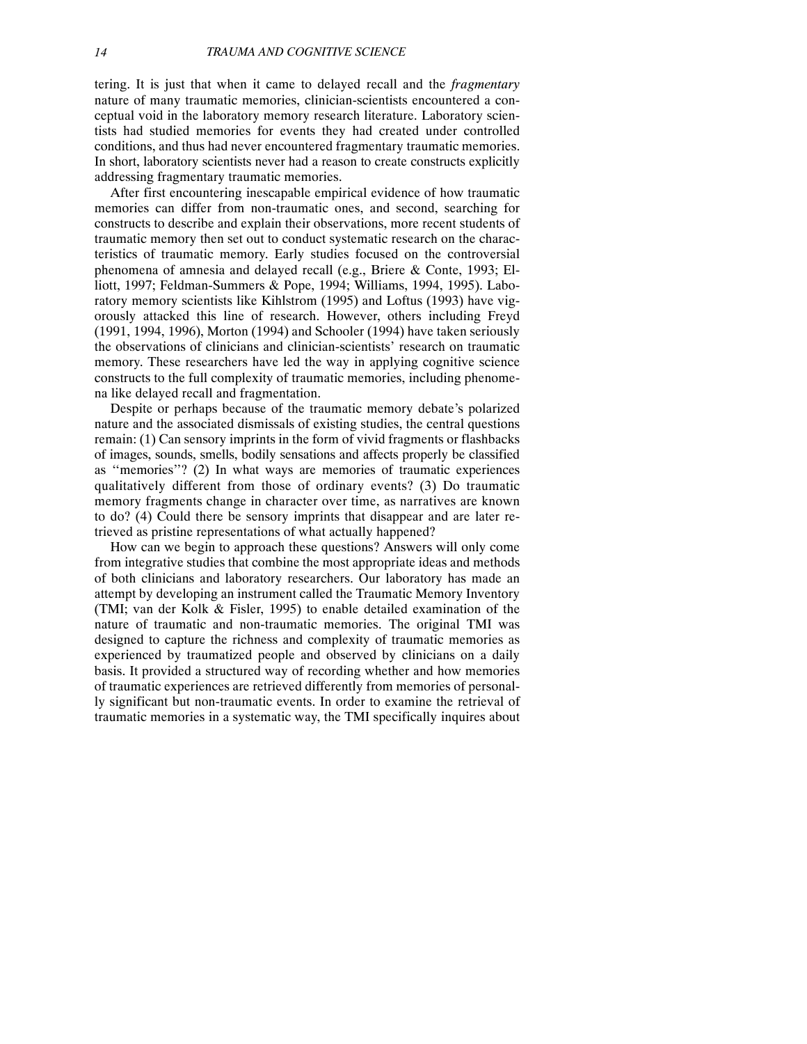tering. It is just that when it came to delayed recall and the *fragmentary* nature of many traumatic memories, clinician-scientists encountered a conceptual void in the laboratory memory research literature. Laboratory scientists had studied memories for events they had created under controlled conditions, and thus had never encountered fragmentary traumatic memories. In short, laboratory scientists never had a reason to create constructs explicitly addressing fragmentary traumatic memories.

After first encountering inescapable empirical evidence of how traumatic memories can differ from non-traumatic ones, and second, searching for constructs to describe and explain their observations, more recent students of traumatic memory then set out to conduct systematic research on the characteristics of traumatic memory. Early studies focused on the controversial phenomena of amnesia and delayed recall (e.g., Briere & Conte, 1993; Elliott, 1997; Feldman-Summers & Pope, 1994; Williams, 1994, 1995). Laboratory memory scientists like Kihlstrom (1995) and Loftus (1993) have vigorously attacked this line of research. However, others including Freyd (1991, 1994, 1996), Morton (1994) and Schooler (1994) have taken seriously the observations of clinicians and clinician-scientists' research on traumatic memory. These researchers have led the way in applying cognitive science constructs to the full complexity of traumatic memories, including phenomena like delayed recall and fragmentation.

Despite or perhaps because of the traumatic memory debate's polarized nature and the associated dismissals of existing studies, the central questions remain: (1) Can sensory imprints in the form of vivid fragments or flashbacks of images, sounds, smells, bodily sensations and affects properly be classified as "memories"? (2) In what ways are memories of traumatic experiences qualitatively different from those of ordinary events? (3) Do traumatic memory fragments change in character over time, as narratives are known to do? (4) Could there be sensory imprints that disappear and are later retrieved as pristine representations of what actually happened?

How can we begin to approach these questions? Answers will only come from integrative studies that combine the most appropriate ideas and methods of both clinicians and laboratory researchers. Our laboratory has made an attempt by developing an instrument called the Traumatic Memory Inventory (TMI; van der Kolk & Fisler, 1995) to enable detailed examination of the nature of traumatic and non-traumatic memories. The original TMI was designed to capture the richness and complexity of traumatic memories as experienced by traumatized people and observed by clinicians on a daily basis. It provided a structured way of recording whether and how memories of traumatic experiences are retrieved differently from memories of personally significant but non-traumatic events. In order to examine the retrieval of traumatic memories in a systematic way, the TMI specifically inquires about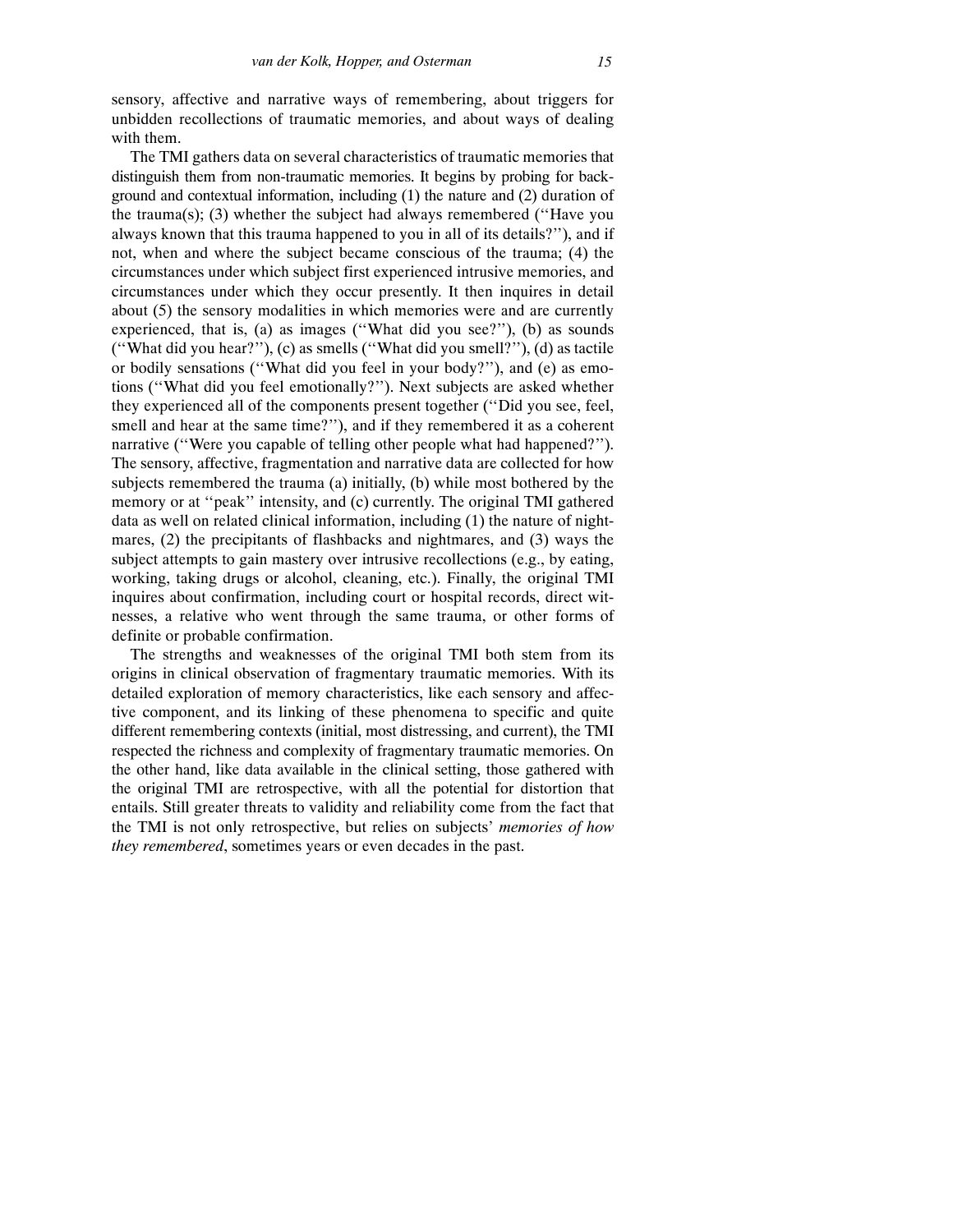sensory, affective and narrative ways of remembering, about triggers for unbidden recollections of traumatic memories, and about ways of dealing with them.

The TMI gathers data on several characteristics of traumatic memories that distinguish them from non-traumatic memories. It begins by probing for background and contextual information, including (1) the nature and (2) duration of the trauma(s); (3) whether the subject had always remembered (''Have you always known that this trauma happened to you in all of its details?''), and if not, when and where the subject became conscious of the trauma; (4) the circumstances under which subject first experienced intrusive memories, and circumstances under which they occur presently. It then inquires in detail about (5) the sensory modalities in which memories were and are currently experienced, that is, (a) as images (''What did you see?''), (b) as sounds (''What did you hear?''), (c) as smells (''What did you smell?''), (d) as tactile or bodily sensations (''What did you feel in your body?''), and (e) as emotions (''What did you feel emotionally?''). Next subjects are asked whether they experienced all of the components present together (''Did you see, feel, smell and hear at the same time?''), and if they remembered it as a coherent narrative (''Were you capable of telling other people what had happened?''). The sensory, affective, fragmentation and narrative data are collected for how subjects remembered the trauma (a) initially, (b) while most bothered by the memory or at ''peak'' intensity, and (c) currently. The original TMI gathered data as well on related clinical information, including (1) the nature of nightmares, (2) the precipitants of flashbacks and nightmares, and (3) ways the subject attempts to gain mastery over intrusive recollections (e.g., by eating, working, taking drugs or alcohol, cleaning, etc.). Finally, the original TMI inquires about confirmation, including court or hospital records, direct witnesses, a relative who went through the same trauma, or other forms of definite or probable confirmation.

The strengths and weaknesses of the original TMI both stem from its origins in clinical observation of fragmentary traumatic memories. With its detailed exploration of memory characteristics, like each sensory and affective component, and its linking of these phenomena to specific and quite different remembering contexts (initial, most distressing, and current), the TMI respected the richness and complexity of fragmentary traumatic memories. On the other hand, like data available in the clinical setting, those gathered with the original TMI are retrospective, with all the potential for distortion that entails. Still greater threats to validity and reliability come from the fact that the TMI is not only retrospective, but relies on subjects' *memories of how they remembered*, sometimes years or even decades in the past.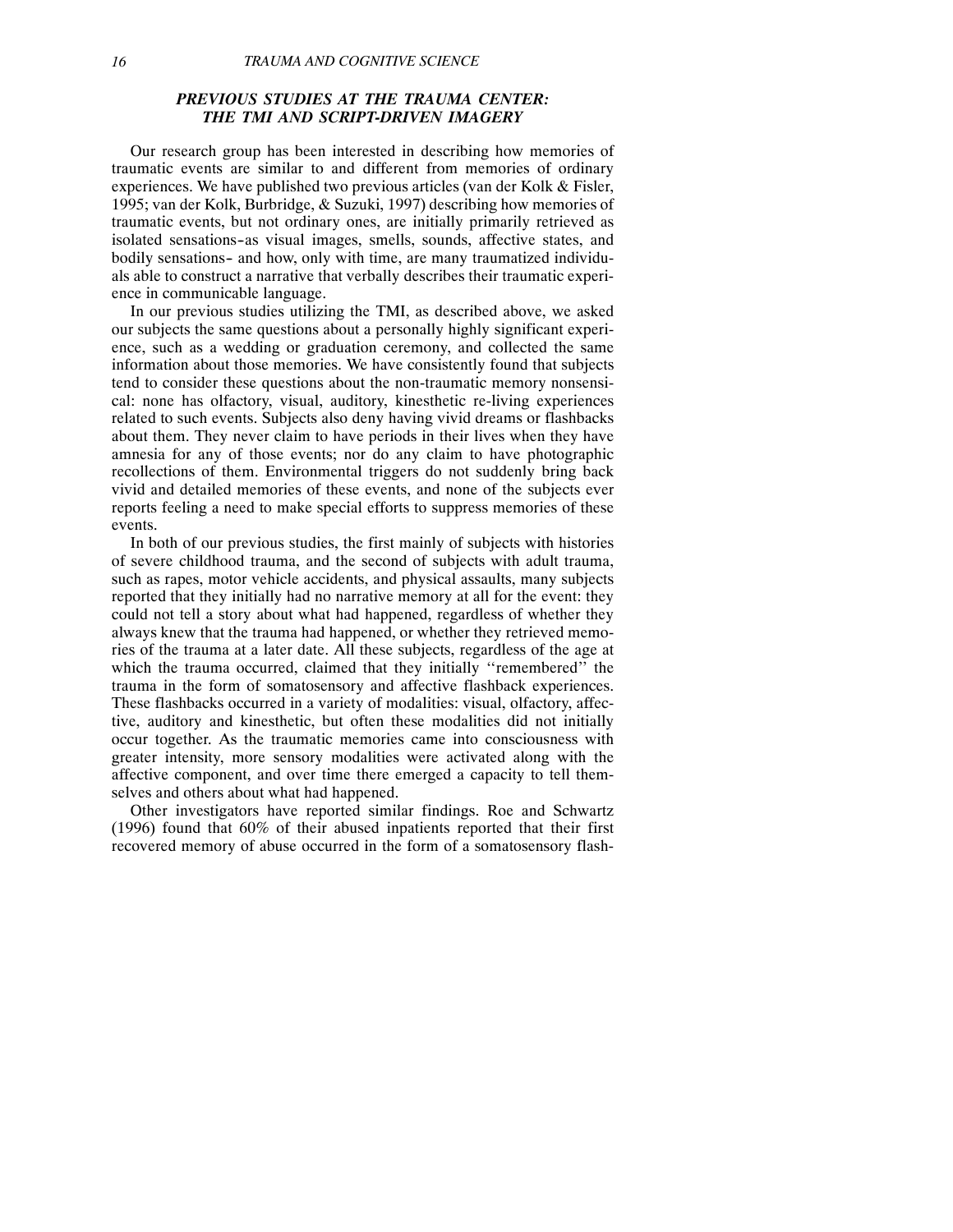## *PREVIOUS STUDIES AT THE TRAUMA CENTER: THE TMI AND SCRIPT-DRIVEN IMAGERY*

Our research group has been interested in describing how memories of traumatic events are similar to and different from memories of ordinary experiences. We have published two previous articles (van der Kolk & Fisler, 1995; van der Kolk, Burbridge, & Suzuki, 1997) describing how memories of traumatic events, but not ordinary ones, are initially primarily retrieved as isolated sensations–as visual images, smells, sounds, affective states, and bodily sensations– and how, only with time, are many traumatized individuals able to construct a narrative that verbally describes their traumatic experience in communicable language.

In our previous studies utilizing the TMI, as described above, we asked our subjects the same questions about a personally highly significant experience, such as a wedding or graduation ceremony, and collected the same information about those memories. We have consistently found that subjects tend to consider these questions about the non-traumatic memory nonsensical: none has olfactory, visual, auditory, kinesthetic re-living experiences related to such events. Subjects also deny having vivid dreams or flashbacks about them. They never claim to have periods in their lives when they have amnesia for any of those events; nor do any claim to have photographic recollections of them. Environmental triggers do not suddenly bring back vivid and detailed memories of these events, and none of the subjects ever reports feeling a need to make special efforts to suppress memories of these events.

In both of our previous studies, the first mainly of subjects with histories of severe childhood trauma, and the second of subjects with adult trauma, such as rapes, motor vehicle accidents, and physical assaults, many subjects reported that they initially had no narrative memory at all for the event: they could not tell a story about what had happened, regardless of whether they always knew that the trauma had happened, or whether they retrieved memories of the trauma at a later date. All these subjects, regardless of the age at which the trauma occurred, claimed that they initially ''remembered'' the trauma in the form of somatosensory and affective flashback experiences. These flashbacks occurred in a variety of modalities: visual, olfactory, affective, auditory and kinesthetic, but often these modalities did not initially occur together. As the traumatic memories came into consciousness with greater intensity, more sensory modalities were activated along with the affective component, and over time there emerged a capacity to tell themselves and others about what had happened.

Other investigators have reported similar findings. Roe and Schwartz (1996) found that 60% of their abused inpatients reported that their first recovered memory of abuse occurred in the form of a somatosensory flash-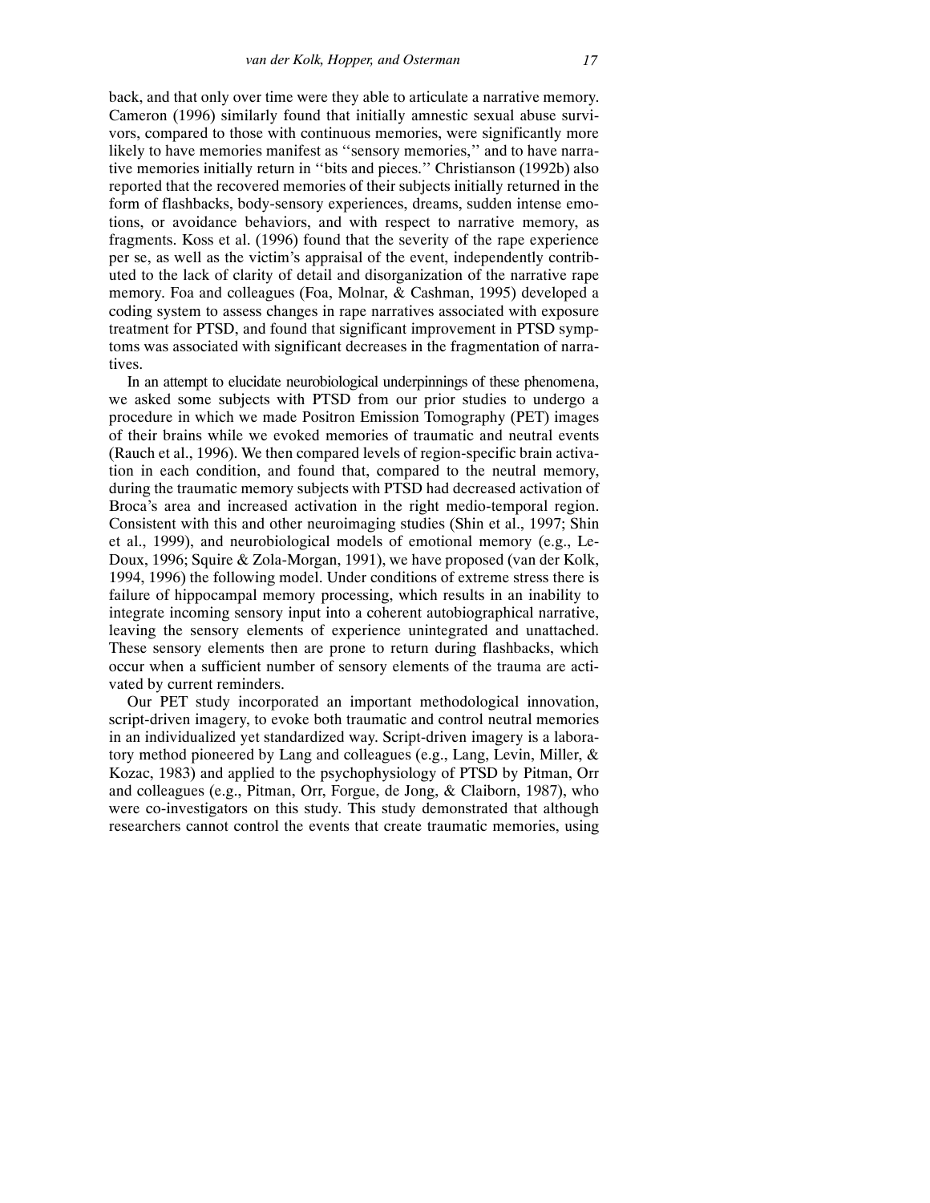back, and that only over time were they able to articulate a narrative memory. Cameron (1996) similarly found that initially amnestic sexual abuse survivors, compared to those with continuous memories, were significantly more likely to have memories manifest as ''sensory memories,'' and to have narrative memories initially return in ''bits and pieces.'' Christianson (1992b) also reported that the recovered memories of their subjects initially returned in the form of flashbacks, body-sensory experiences, dreams, sudden intense emotions, or avoidance behaviors, and with respect to narrative memory, as fragments. Koss et al. (1996) found that the severity of the rape experience per se, as well as the victim's appraisal of the event, independently contributed to the lack of clarity of detail and disorganization of the narrative rape memory. Foa and colleagues (Foa, Molnar, & Cashman, 1995) developed a coding system to assess changes in rape narratives associated with exposure treatment for PTSD, and found that significant improvement in PTSD symptoms was associated with significant decreases in the fragmentation of narratives.

In an attempt to elucidate neurobiological underpinnings of these phenomena, we asked some subjects with PTSD from our prior studies to undergo a procedure in which we made Positron Emission Tomography (PET) images of their brains while we evoked memories of traumatic and neutral events (Rauch et al., 1996). We then compared levels of region-specific brain activation in each condition, and found that, compared to the neutral memory, during the traumatic memory subjects with PTSD had decreased activation of Broca's area and increased activation in the right medio-temporal region. Consistent with this and other neuroimaging studies (Shin et al., 1997; Shin et al., 1999), and neurobiological models of emotional memory (e.g., LeDoux, 1996; Squire & Zola-Morgan, 1991), we have proposed (van der Kolk, 1994, 1996) the following model. Under conditions of extreme stress there is failure of hippocampal memory processing, which results in an inability to integrate incoming sensory input into a coherent autobiographical narrative, leaving the sensory elements of experience unintegrated and unattached. These sensory elements then are prone to return during flashbacks, which occur when a sufficient number of sensory elements of the trauma are activated by current reminders.

Our PET study incorporated an important methodological innovation, script-driven imagery, to evoke both traumatic and control neutral memories in an individualized yet standardized way. Script-driven imagery is a laboratory method pioneered by Lang and colleagues (e.g., Lang, Levin, Miller, & Kozac, 1983) and applied to the psychophysiology of PTSD by Pitman, Orr and colleagues (e.g., Pitman, Orr, Forgue, de Jong, & Claiborn, 1987), who were co-investigators on this study. This study demonstrated that although researchers cannot control the events that create traumatic memories, using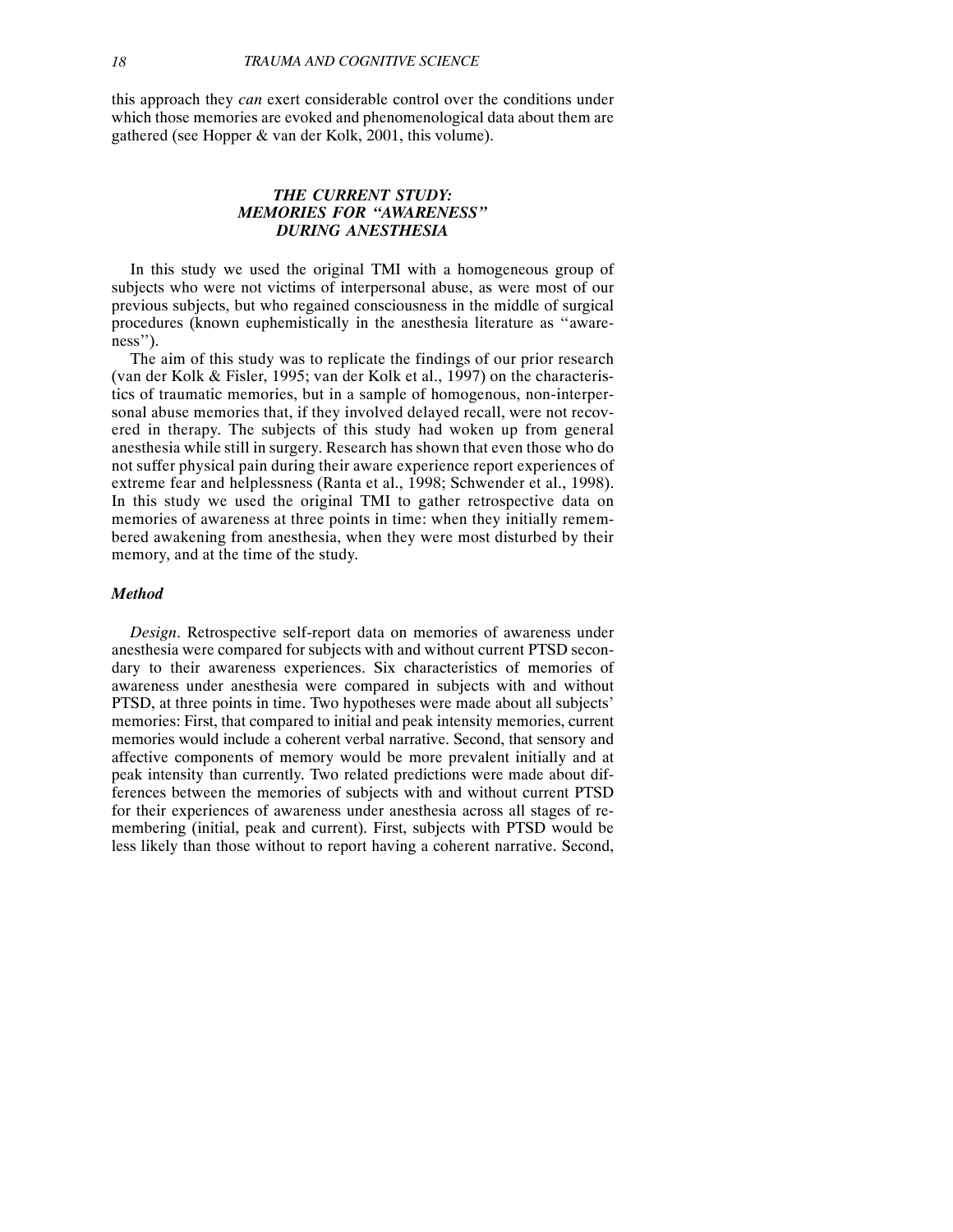this approach they *can* exert considerable control over the conditions under which those memories are evoked and phenomenological data about them are gathered (see Hopper & van der Kolk, 2001, this volume).

## *THE CURRENT STUDY: MEMORIES FOR "AWARENESS" DURING ANESTHESIA*

In this study we used the original TMI with a homogeneous group of subjects who were not victims of interpersonal abuse, as were most of our previous subjects, but who regained consciousness in the middle of surgical procedures (known euphemistically in the anesthesia literature as "awareness").

The aim of this study was to replicate the findings of our prior research (van der Kolk & Fisler, 1995; van der Kolk et al., 1997) on the characteristics of traumatic memories, but in a sample of homogenous, non-interpersonal abuse memories that, if they involved delayed recall, were not recovered in therapy. The subjects of this study had woken up from general anesthesia while still in surgery. Research has shown that even those who do not suffer physical pain during their aware experience report experiences of extreme fear and helplessness (Ranta et al., 1998; Schwender et al., 1998). In this study we used the original TMI to gather retrospective data on memories of awareness at three points in time: when they initially remembered awakening from anesthesia, when they were most disturbed by their memory, and at the time of the study.

### *Method*

*Design*. Retrospective self-report data on memories of awareness under anesthesia were compared for subjects with and without current PTSD secondary to their awareness experiences. Six characteristics of memories of awareness under anesthesia were compared in subjects with and without PTSD, at three points in time. Two hypotheses were made about all subjects' memories: First, that compared to initial and peak intensity memories, current memories would include a coherent verbal narrative. Second, that sensory and affective components of memory would be more prevalent initially and at peak intensity than currently. Two related predictions were made about differences between the memories of subjects with and without current PTSD for their experiences of awareness under anesthesia across all stages of remembering (initial, peak and current). First, subjects with PTSD would be less likely than those without to report having a coherent narrative. Second,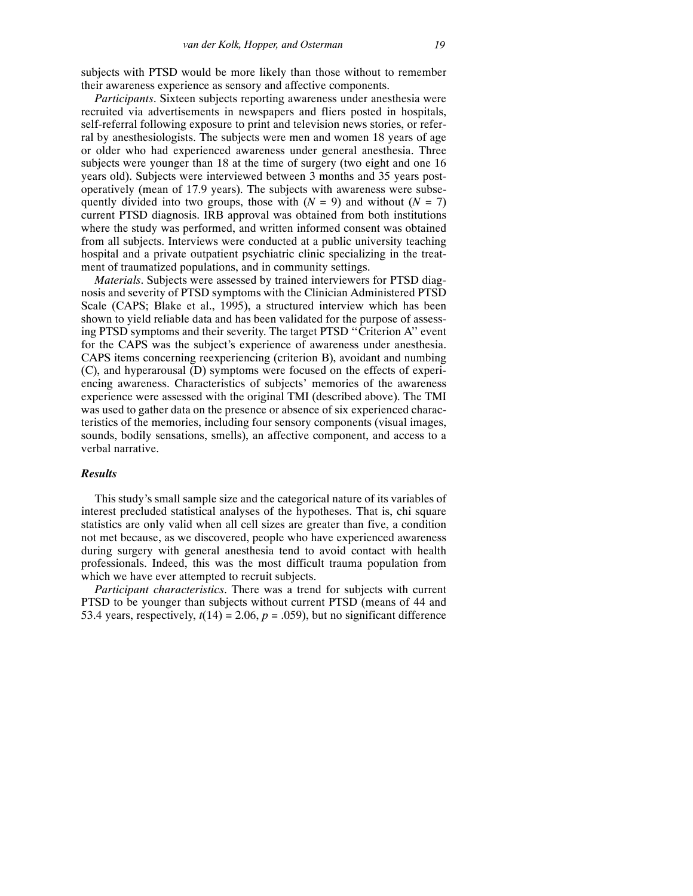subjects with PTSD would be more likely than those without to remember their awareness experience as sensory and affective components.

*Participants*. Sixteen subjects reporting awareness under anesthesia were recruited via advertisements in newspapers and fliers posted in hospitals, self-referral following exposure to print and television news stories, or referral by anesthesiologists. The subjects were men and women 18 years of age or older who had experienced awareness under general anesthesia. Three subjects were younger than 18 at the time of surgery (two eight and one 16 years old). Subjects were interviewed between 3 months and 35 years postoperatively (mean of 17.9 years). The subjects with awareness were subsequently divided into two groups, those with ($N$ = 9) and without ($N$ = 7) current PTSD diagnosis. IRB approval was obtained from both institutions where the study was performed, and written informed consent was obtained from all subjects. Interviews were conducted at a public university teaching hospital and a private outpatient psychiatric clinic specializing in the treatment of traumatized populations, and in community settings.

*Materials*. Subjects were assessed by trained interviewers for PTSD diagnosis and severity of PTSD symptoms with the Clinician Administered PTSD Scale (CAPS; Blake et al., 1995), a structured interview which has been shown to yield reliable data and has been validated for the purpose of assessing PTSD symptoms and their severity. The target PTSD "Criterion A" event for the CAPS was the subject's experience of awareness under anesthesia. CAPS items concerning reexperiencing (criterion B), avoidant and numbing (C), and hyperarousal (D) symptoms were focused on the effects of experiencing awareness. Characteristics of subjects' memories of the awareness experience were assessed with the original TMI (described above). The TMI was used to gather data on the presence or absence of six experienced characteristics of the memories, including four sensory components (visual images, sounds, bodily sensations, smells), an affective component, and access to a verbal narrative.

### *Results*

This study's small sample size and the categorical nature of its variables of interest precluded statistical analyses of the hypotheses. That is, chi square statistics are only valid when all cell sizes are greater than five, a condition not met because, as we discovered, people who have experienced awareness during surgery with general anesthesia tend to avoid contact with health professionals. Indeed, this was the most difficult trauma population from which we have ever attempted to recruit subjects.

*Participant characteristics*. There was a trend for subjects with current PTSD to be younger than subjects without current PTSD (means of 44 and 53.4 years, respectively, $t(14) = 2.06$, $p = .059$), but no significant difference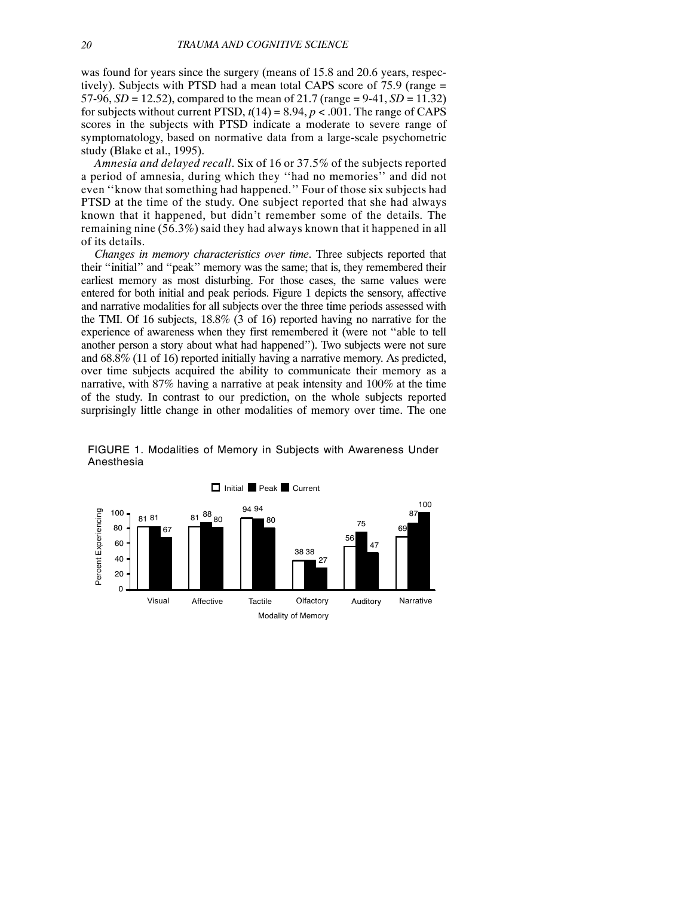was found for years since the surgery (means of 15.8 and 20.6 years, respectively). Subjects with PTSD had a mean total CAPS score of 75.9 (range = 57-96, $SD = 12.52$), compared to the mean of 21.7 (range = 9-41, $SD = 11.32$) for subjects without current PTSD, $t(14) = 8.94$, $p < .001$. The range of CAPS scores in the subjects with PTSD indicate a moderate to severe range of symptomatology, based on normative data from a large-scale psychometric study (Blake et al., 1995).

*Amnesia and delayed recall*. Six of 16 or 37.5% of the subjects reported a period of amnesia, during which they ''had no memories'' and did not even ''know that something had happened.'' Four of those six subjects had PTSD at the time of the study. One subject reported that she had always known that it happened, but didn't remember some of the details. The remaining nine (56.3%) said they had always known that it happened in all of its details.

*Changes in memory characteristics over time*. Three subjects reported that their ''initial'' and ''peak'' memory was the same; that is, they remembered their earliest memory as most disturbing. For those cases, the same values were entered for both initial and peak periods. Figure 1 depicts the sensory, affective and narrative modalities for all subjects over the three time periods assessed with the TMI. Of 16 subjects, 18.8% (3 of 16) reported having no narrative for the experience of awareness when they first remembered it (were not ''able to tell another person a story about what had happened''). Two subjects were not sure and 68.8% (11 of 16) reported initially having a narrative memory. As predicted, over time subjects acquired the ability to communicate their memory as a narrative, with 87% having a narrative at peak intensity and 100% at the time of the study. In contrast to our prediction, on the whole subjects reported surprisingly little change in other modalities of memory over time. The one

FIGURE 1. Modalities of Memory in Subjects with Awareness Under Anesthesia

| Modality of Memory | Initial | Peak | Current |
|---|---|---|---|
| Visual | 81 | 81 | 67 |
| Affective | 81 | 88 | 80 |
| Tactile | 94 | 94 | 80 |
| Olfactory | 38 | 38 | 27 |
| Auditory | 56 | 75 | 47 |
| Narrative | 69 | 87 | 100 |

(Percent Experiencing)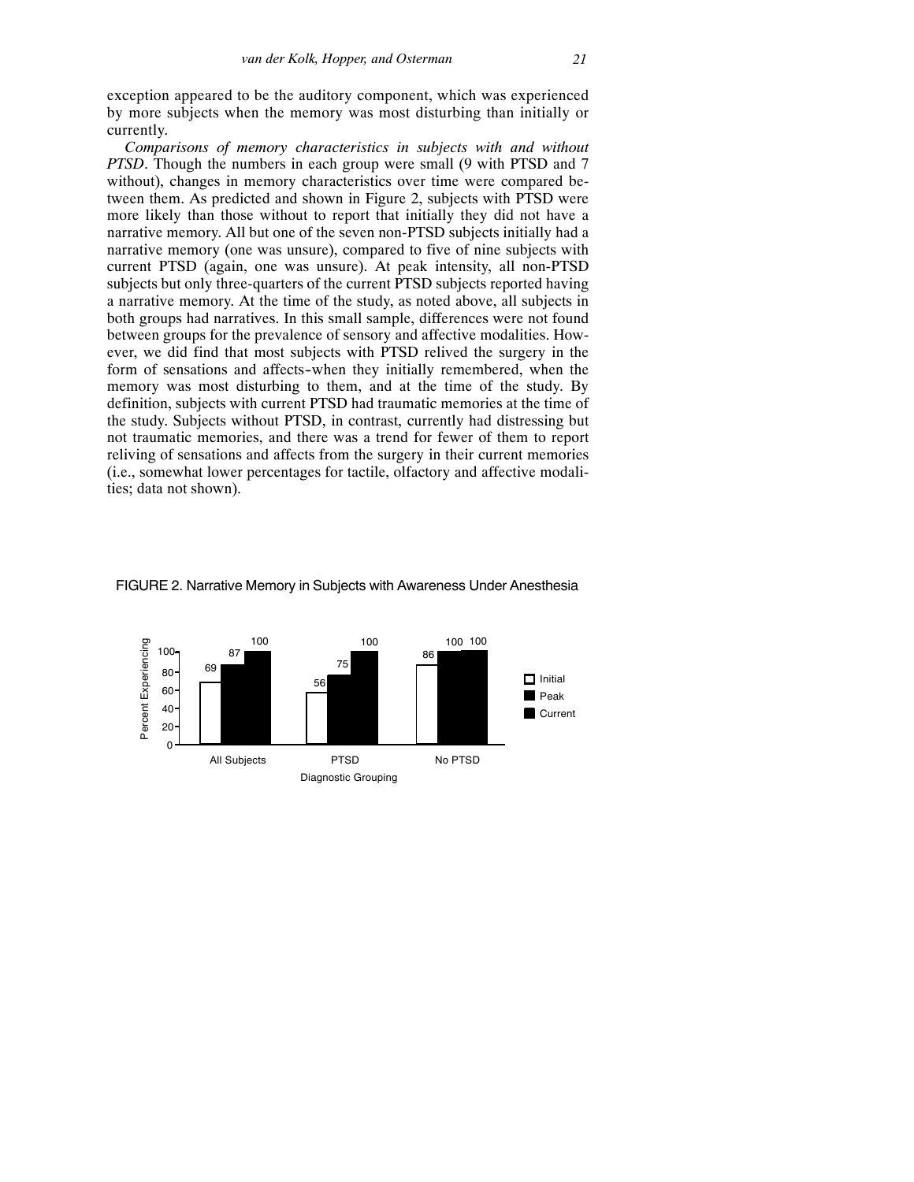exception appeared to be the auditory component, which was experienced by more subjects when the memory was most disturbing than initially or currently.

*Comparisons of memory characteristics in subjects with and without PTSD*. Though the numbers in each group were small (9 with PTSD and 7 without), changes in memory characteristics over time were compared between them. As predicted and shown in Figure 2, subjects with PTSD were more likely than those without to report that initially they did not have a narrative memory. All but one of the seven non-PTSD subjects initially had a narrative memory (one was unsure), compared to five of nine subjects with current PTSD (again, one was unsure). At peak intensity, all non-PTSD subjects but only three-quarters of the current PTSD subjects reported having a narrative memory. At the time of the study, as noted above, all subjects in both groups had narratives. In this small sample, differences were not found between groups for the prevalence of sensory and affective modalities. However, we did find that most subjects with PTSD relived the surgery in the form of sensations and affects–when they initially remembered, when the memory was most disturbing to them, and at the time of the study. By definition, subjects with current PTSD had traumatic memories at the time of the study. Subjects without PTSD, in contrast, currently had distressing but not traumatic memories, and there was a trend for fewer of them to report reliving of sensations and affects from the surgery in their current memories (i.e., somewhat lower percentages for tactile, olfactory and affective modalities; data not shown).

FIGURE 2. Narrative Memory in Subjects with Awareness Under Anesthesia

| Diagnostic Grouping | Initial | Peak | Current |
|---|---|---|---|
| All Subjects | 69 | 87 | 100 |
| PTSD | 56 | 75 | 100 |
| No PTSD | 86 | 100 | 100 |

Percent Experiencing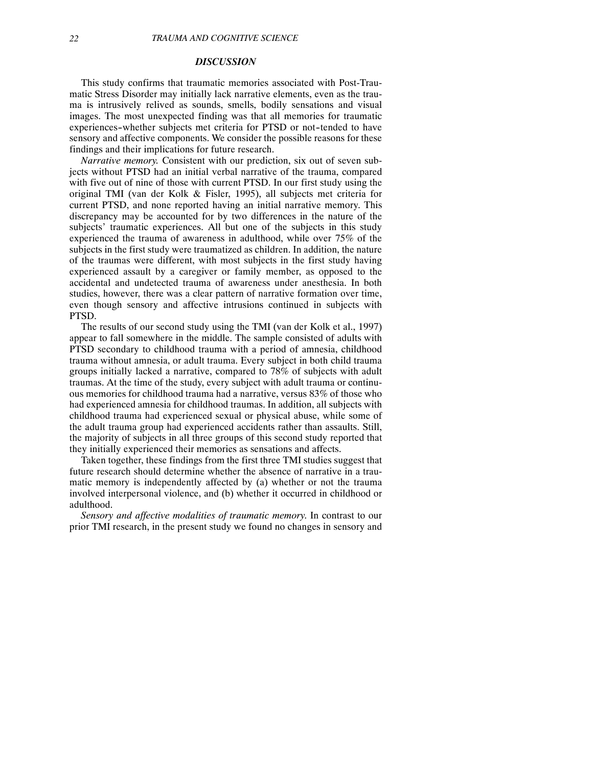### *DISCUSSION*

This study confirms that traumatic memories associated with Post-Traumatic Stress Disorder may initially lack narrative elements, even as the trauma is intrusively relived as sounds, smells, bodily sensations and visual images. The most unexpected finding was that all memories for traumatic experiences–whether subjects met criteria for PTSD or not–tended to have sensory and affective components. We consider the possible reasons for these findings and their implications for future research.

*Narrative memory.* Consistent with our prediction, six out of seven subjects without PTSD had an initial verbal narrative of the trauma, compared with five out of nine of those with current PTSD. In our first study using the original TMI (van der Kolk & Fisler, 1995), all subjects met criteria for current PTSD, and none reported having an initial narrative memory. This discrepancy may be accounted for by two differences in the nature of the subjects' traumatic experiences. All but one of the subjects in this study experienced the trauma of awareness in adulthood, while over 75% of the subjects in the first study were traumatized as children. In addition, the nature of the traumas were different, with most subjects in the first study having experienced assault by a caregiver or family member, as opposed to the accidental and undetected trauma of awareness under anesthesia. In both studies, however, there was a clear pattern of narrative formation over time, even though sensory and affective intrusions continued in subjects with PTSD.

The results of our second study using the TMI (van der Kolk et al., 1997) appear to fall somewhere in the middle. The sample consisted of adults with PTSD secondary to childhood trauma with a period of amnesia, childhood trauma without amnesia, or adult trauma. Every subject in both child trauma groups initially lacked a narrative, compared to 78% of subjects with adult traumas. At the time of the study, every subject with adult trauma or continuous memories for childhood trauma had a narrative, versus 83% of those who had experienced amnesia for childhood traumas. In addition, all subjects with childhood trauma had experienced sexual or physical abuse, while some of the adult trauma group had experienced accidents rather than assaults. Still, the majority of subjects in all three groups of this second study reported that they initially experienced their memories as sensations and affects.

Taken together, these findings from the first three TMI studies suggest that future research should determine whether the absence of narrative in a traumatic memory is independently affected by (a) whether or not the trauma involved interpersonal violence, and (b) whether it occurred in childhood or adulthood.

*Sensory and affective modalities of traumatic memory.* In contrast to our prior TMI research, in the present study we found no changes in sensory and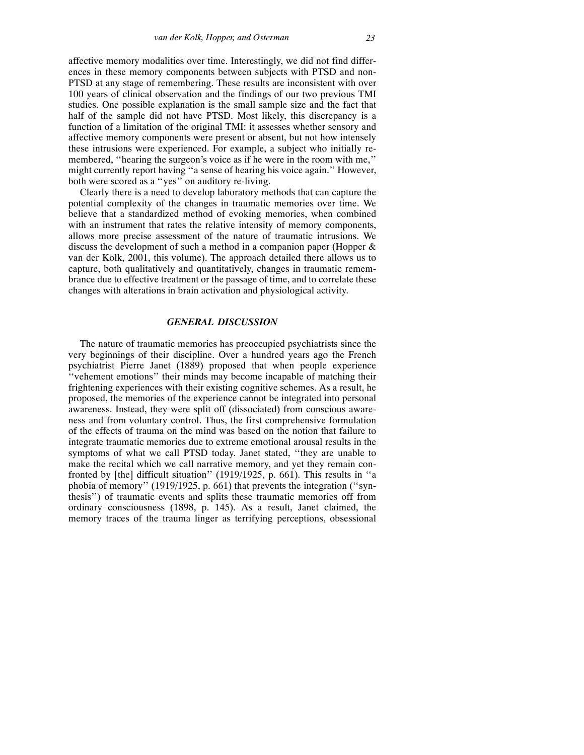affective memory modalities over time. Interestingly, we did not find differences in these memory components between subjects with PTSD and non-PTSD at any stage of remembering. These results are inconsistent with over 100 years of clinical observation and the findings of our two previous TMI studies. One possible explanation is the small sample size and the fact that half of the sample did not have PTSD. Most likely, this discrepancy is a function of a limitation of the original TMI: it assesses whether sensory and affective memory components were present or absent, but not how intensely these intrusions were experienced. For example, a subject who initially remembered, ''hearing the surgeon's voice as if he were in the room with me,'' might currently report having ''a sense of hearing his voice again.'' However, both were scored as a ''yes'' on auditory re-living.

Clearly there is a need to develop laboratory methods that can capture the potential complexity of the changes in traumatic memories over time. We believe that a standardized method of evoking memories, when combined with an instrument that rates the relative intensity of memory components, allows more precise assessment of the nature of traumatic intrusions. We discuss the development of such a method in a companion paper (Hopper & van der Kolk, 2001, this volume). The approach detailed there allows us to capture, both qualitatively and quantitatively, changes in traumatic remembrance due to effective treatment or the passage of time, and to correlate these changes with alterations in brain activation and physiological activity.

## *GENERAL DISCUSSION*

The nature of traumatic memories has preoccupied psychiatrists since the very beginnings of their discipline. Over a hundred years ago the French psychiatrist Pierre Janet (1889) proposed that when people experience ''vehement emotions'' their minds may become incapable of matching their frightening experiences with their existing cognitive schemes. As a result, he proposed, the memories of the experience cannot be integrated into personal awareness. Instead, they were split off (dissociated) from conscious awareness and from voluntary control. Thus, the first comprehensive formulation of the effects of trauma on the mind was based on the notion that failure to integrate traumatic memories due to extreme emotional arousal results in the symptoms of what we call PTSD today. Janet stated, ''they are unable to make the recital which we call narrative memory, and yet they remain confronted by [the] difficult situation'' (1919/1925, p. 661). This results in ''a phobia of memory'' (1919/1925, p. 661) that prevents the integration (''synthesis'') of traumatic events and splits these traumatic memories off from ordinary consciousness (1898, p. 145). As a result, Janet claimed, the memory traces of the trauma linger as terrifying perceptions, obsessional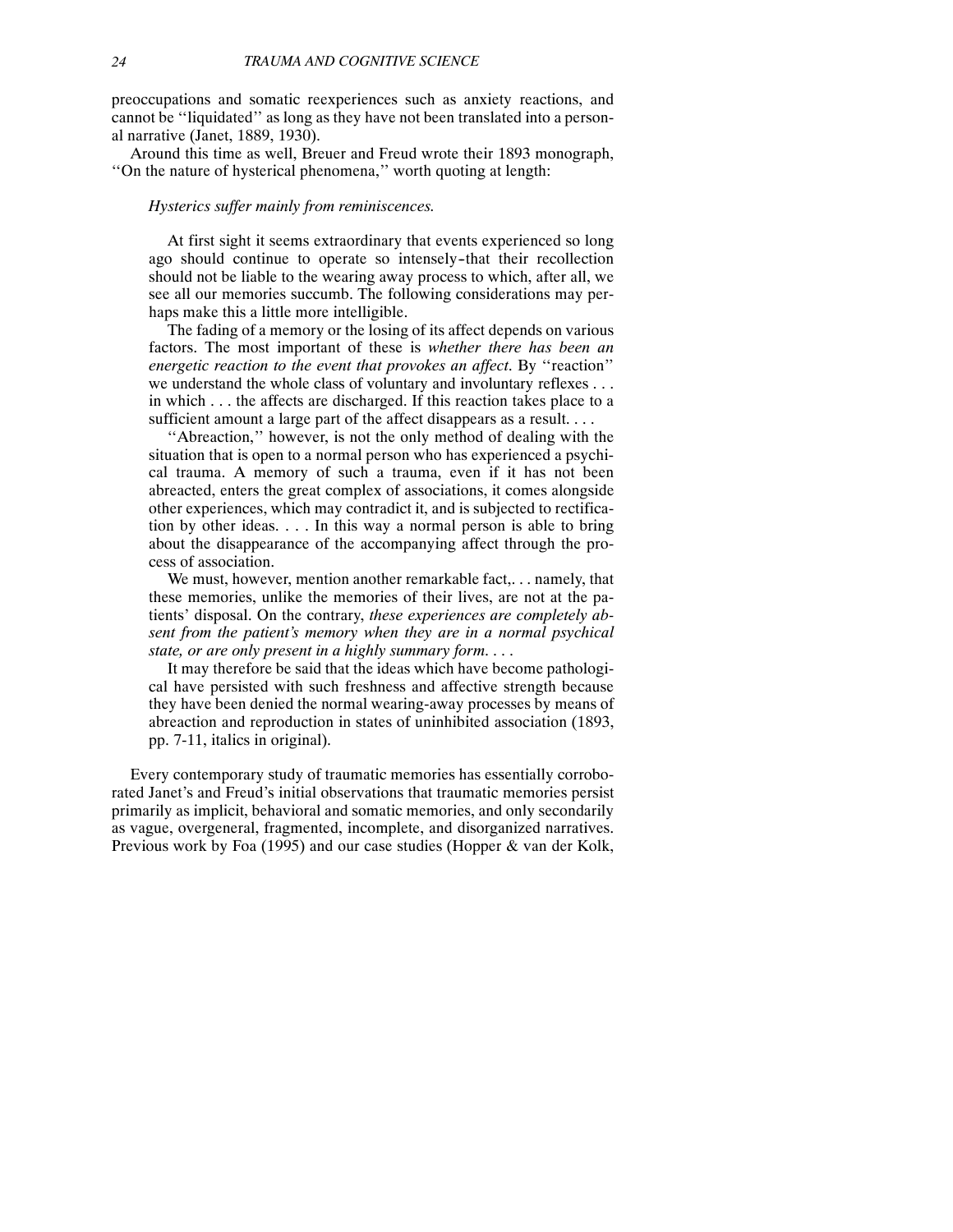preoccupations and somatic reexperiences such as anxiety reactions, and cannot be ''liquidated'' as long as they have not been translated into a personal narrative (Janet, 1889, 1930).

Around this time as well, Breuer and Freud wrote their 1893 monograph, ''On the nature of hysterical phenomena,'' worth quoting at length:

> *Hysterics suffer mainly from reminiscences.*
>
> At first sight it seems extraordinary that events experienced so long ago should continue to operate so intensely-that their recollection should not be liable to the wearing away process to which, after all, we see all our memories succumb. The following considerations may perhaps make this a little more intelligible.
>
> The fading of a memory or the losing of its affect depends on various factors. The most important of these is *whether there has been an energetic reaction to the event that provokes an affect*. By ''reaction'' we understand the whole class of voluntary and involuntary reflexes . . . in which . . . the affects are discharged. If this reaction takes place to a sufficient amount a large part of the affect disappears as a result. . . .
>
> ''Abreaction,'' however, is not the only method of dealing with the situation that is open to a normal person who has experienced a psychical trauma. A memory of such a trauma, even if it has not been abreacted, enters the great complex of associations, it comes alongside other experiences, which may contradict it, and is subjected to rectification by other ideas. . . . In this way a normal person is able to bring about the disappearance of the accompanying affect through the process of association.
>
> We must, however, mention another remarkable fact,. . . namely, that these memories, unlike the memories of their lives, are not at the patients' disposal. On the contrary, *these experiences are completely absent from the patient's memory when they are in a normal psychical state, or are only present in a highly summary form*. . . .
>
> It may therefore be said that the ideas which have become pathological have persisted with such freshness and affective strength because they have been denied the normal wearing-away processes by means of abreaction and reproduction in states of uninhibited association (1893, pp. 7-11, italics in original).

Every contemporary study of traumatic memories has essentially corroborated Janet's and Freud's initial observations that traumatic memories persist primarily as implicit, behavioral and somatic memories, and only secondarily as vague, overgeneral, fragmented, incomplete, and disorganized narratives. Previous work by Foa (1995) and our case studies (Hopper & van der Kolk,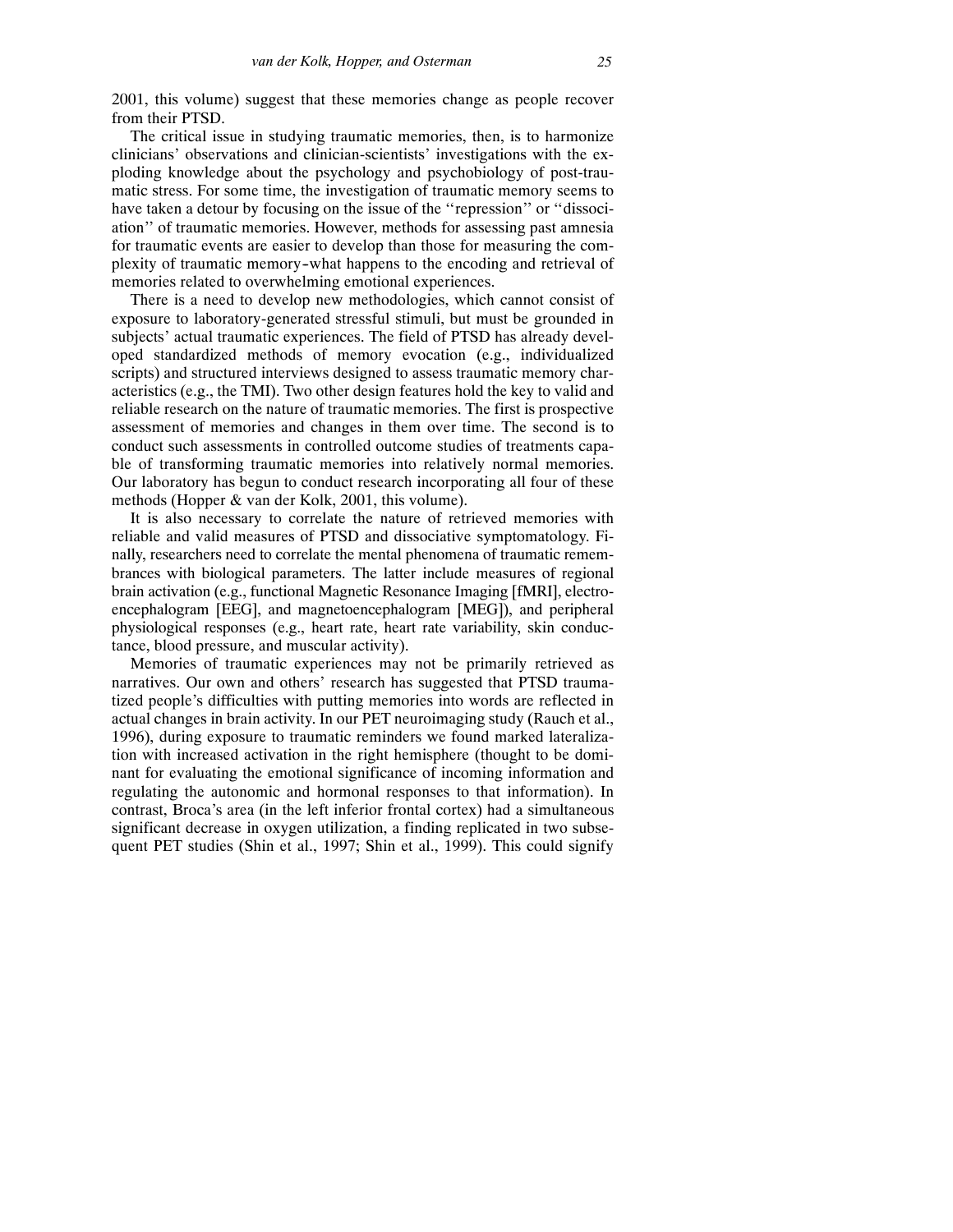2001, this volume) suggest that these memories change as people recover from their PTSD.

The critical issue in studying traumatic memories, then, is to harmonize clinicians' observations and clinician-scientists' investigations with the exploding knowledge about the psychology and psychobiology of post-traumatic stress. For some time, the investigation of traumatic memory seems to have taken a detour by focusing on the issue of the ''repression'' or ''dissociation'' of traumatic memories. However, methods for assessing past amnesia for traumatic events are easier to develop than those for measuring the complexity of traumatic memory–what happens to the encoding and retrieval of memories related to overwhelming emotional experiences.

There is a need to develop new methodologies, which cannot consist of exposure to laboratory-generated stressful stimuli, but must be grounded in subjects' actual traumatic experiences. The field of PTSD has already developed standardized methods of memory evocation (e.g., individualized scripts) and structured interviews designed to assess traumatic memory characteristics (e.g., the TMI). Two other design features hold the key to valid and reliable research on the nature of traumatic memories. The first is prospective assessment of memories and changes in them over time. The second is to conduct such assessments in controlled outcome studies of treatments capable of transforming traumatic memories into relatively normal memories. Our laboratory has begun to conduct research incorporating all four of these methods (Hopper & van der Kolk, 2001, this volume).

It is also necessary to correlate the nature of retrieved memories with reliable and valid measures of PTSD and dissociative symptomatology. Finally, researchers need to correlate the mental phenomena of traumatic remembrances with biological parameters. The latter include measures of regional brain activation (e.g., functional Magnetic Resonance Imaging [fMRI], electroencephalogram [EEG], and magnetoencephalogram [MEG]), and peripheral physiological responses (e.g., heart rate, heart rate variability, skin conductance, blood pressure, and muscular activity).

Memories of traumatic experiences may not be primarily retrieved as narratives. Our own and others' research has suggested that PTSD traumatized people's difficulties with putting memories into words are reflected in actual changes in brain activity. In our PET neuroimaging study (Rauch et al., 1996), during exposure to traumatic reminders we found marked lateralization with increased activation in the right hemisphere (thought to be dominant for evaluating the emotional significance of incoming information and regulating the autonomic and hormonal responses to that information). In contrast, Broca's area (in the left inferior frontal cortex) had a simultaneous significant decrease in oxygen utilization, a finding replicated in two subsequent PET studies (Shin et al., 1997; Shin et al., 1999). This could signify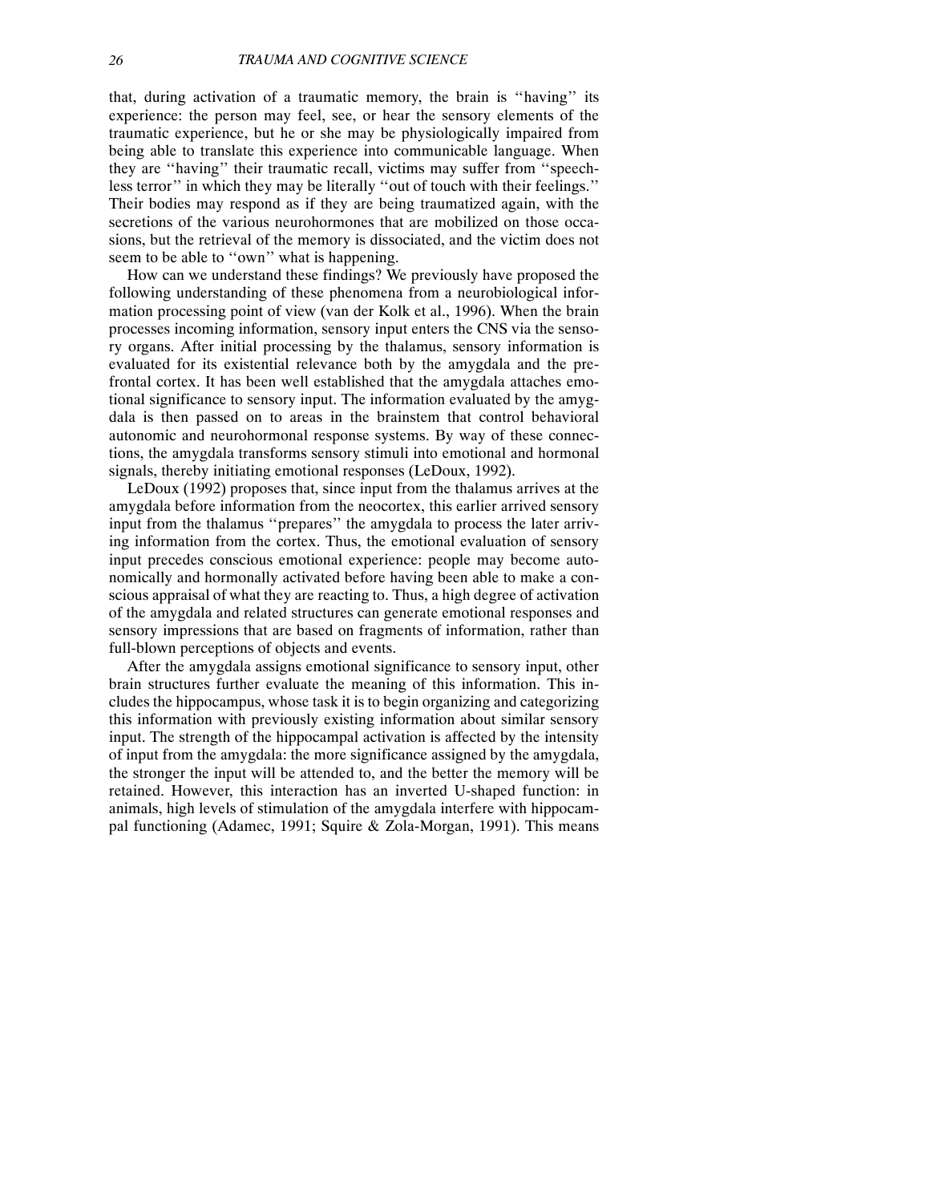that, during activation of a traumatic memory, the brain is ''having'' its experience: the person may feel, see, or hear the sensory elements of the traumatic experience, but he or she may be physiologically impaired from being able to translate this experience into communicable language. When they are ''having'' their traumatic recall, victims may suffer from ''speechless terror'' in which they may be literally ''out of touch with their feelings.'' Their bodies may respond as if they are being traumatized again, with the secretions of the various neurohormones that are mobilized on those occasions, but the retrieval of the memory is dissociated, and the victim does not seem to be able to ''own'' what is happening.

How can we understand these findings? We previously have proposed the following understanding of these phenomena from a neurobiological information processing point of view (van der Kolk et al., 1996). When the brain processes incoming information, sensory input enters the CNS via the sensory organs. After initial processing by the thalamus, sensory information is evaluated for its existential relevance both by the amygdala and the prefrontal cortex. It has been well established that the amygdala attaches emotional significance to sensory input. The information evaluated by the amygdala is then passed on to areas in the brainstem that control behavioral autonomic and neurohormonal response systems. By way of these connections, the amygdala transforms sensory stimuli into emotional and hormonal signals, thereby initiating emotional responses (LeDoux, 1992).

LeDoux (1992) proposes that, since input from the thalamus arrives at the amygdala before information from the neocortex, this earlier arrived sensory input from the thalamus ''prepares'' the amygdala to process the later arriving information from the cortex. Thus, the emotional evaluation of sensory input precedes conscious emotional experience: people may become autonomically and hormonally activated before having been able to make a conscious appraisal of what they are reacting to. Thus, a high degree of activation of the amygdala and related structures can generate emotional responses and sensory impressions that are based on fragments of information, rather than full-blown perceptions of objects and events.

After the amygdala assigns emotional significance to sensory input, other brain structures further evaluate the meaning of this information. This includes the hippocampus, whose task it is to begin organizing and categorizing this information with previously existing information about similar sensory input. The strength of the hippocampal activation is affected by the intensity of input from the amygdala: the more significance assigned by the amygdala, the stronger the input will be attended to, and the better the memory will be retained. However, this interaction has an inverted U-shaped function: in animals, high levels of stimulation of the amygdala interfere with hippocampal functioning (Adamec, 1991; Squire & Zola-Morgan, 1991). This means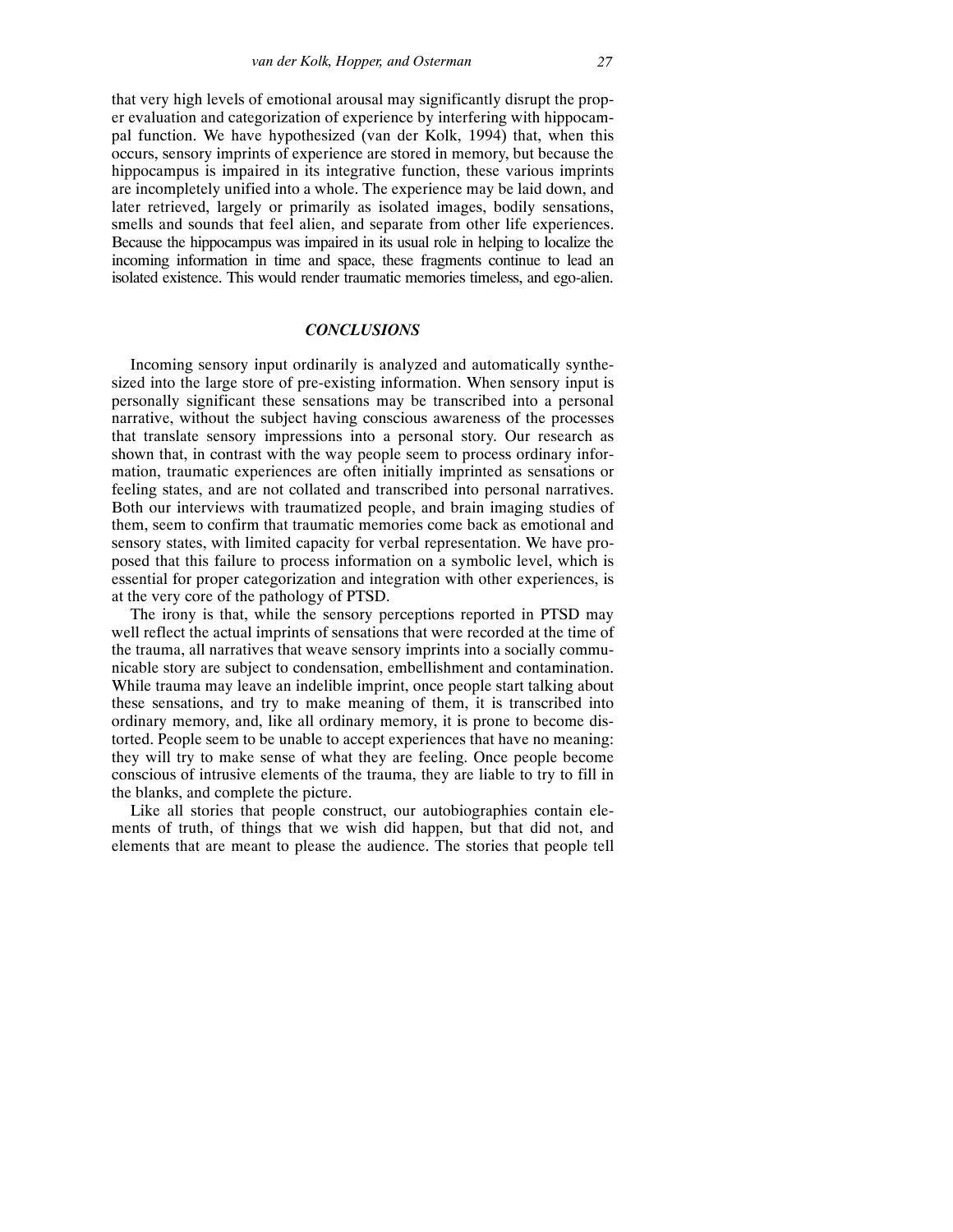that very high levels of emotional arousal may significantly disrupt the proper evaluation and categorization of experience by interfering with hippocampal function. We have hypothesized (van der Kolk, 1994) that, when this occurs, sensory imprints of experience are stored in memory, but because the hippocampus is impaired in its integrative function, these various imprints are incompletely unified into a whole. The experience may be laid down, and later retrieved, largely or primarily as isolated images, bodily sensations, smells and sounds that feel alien, and separate from other life experiences. Because the hippocampus was impaired in its usual role in helping to localize the incoming information in time and space, these fragments continue to lead an isolated existence. This would render traumatic memories timeless, and ego-alien.

## *CONCLUSIONS*

Incoming sensory input ordinarily is analyzed and automatically synthesized into the large store of pre-existing information. When sensory input is personally significant these sensations may be transcribed into a personal narrative, without the subject having conscious awareness of the processes that translate sensory impressions into a personal story. Our research as shown that, in contrast with the way people seem to process ordinary information, traumatic experiences are often initially imprinted as sensations or feeling states, and are not collated and transcribed into personal narratives. Both our interviews with traumatized people, and brain imaging studies of them, seem to confirm that traumatic memories come back as emotional and sensory states, with limited capacity for verbal representation. We have proposed that this failure to process information on a symbolic level, which is essential for proper categorization and integration with other experiences, is at the very core of the pathology of PTSD.

The irony is that, while the sensory perceptions reported in PTSD may well reflect the actual imprints of sensations that were recorded at the time of the trauma, all narratives that weave sensory imprints into a socially communicable story are subject to condensation, embellishment and contamination. While trauma may leave an indelible imprint, once people start talking about these sensations, and try to make meaning of them, it is transcribed into ordinary memory, and, like all ordinary memory, it is prone to become distorted. People seem to be unable to accept experiences that have no meaning: they will try to make sense of what they are feeling. Once people become conscious of intrusive elements of the trauma, they are liable to try to fill in the blanks, and complete the picture.

Like all stories that people construct, our autobiographies contain elements of truth, of things that we wish did happen, but that did not, and elements that are meant to please the audience. The stories that people tell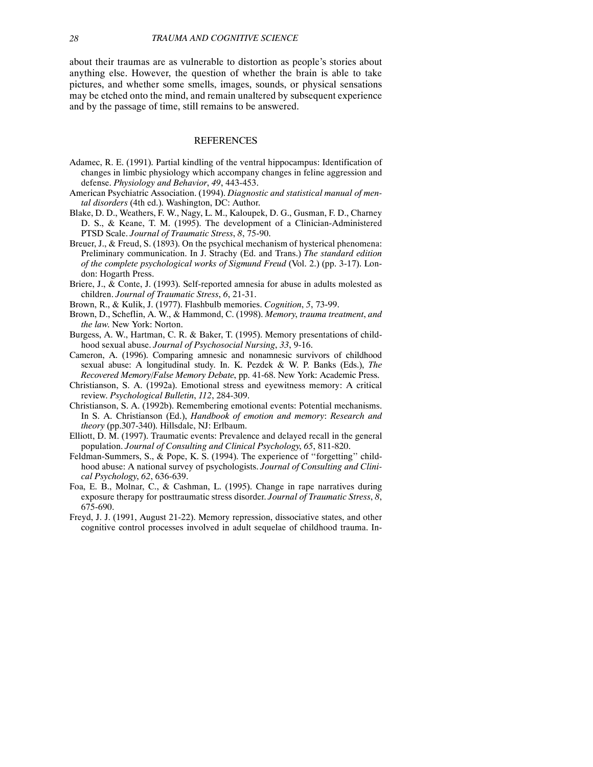about their traumas are as vulnerable to distortion as people's stories about anything else. However, the question of whether the brain is able to take pictures, and whether some smells, images, sounds, or physical sensations may be etched onto the mind, and remain unaltered by subsequent experience and by the passage of time, still remains to be answered.

## REFERENCES

Adamec, R. E. (1991). Partial kindling of the ventral hippocampus: Identification of changes in limbic physiology which accompany changes in feline aggression and defense. *Physiology and Behavior*, *49*, 443-453.

American Psychiatric Association. (1994). *Diagnostic and statistical manual of mental disorders* (4th ed.). Washington, DC: Author.

Blake, D. D., Weathers, F. W., Nagy, L. M., Kaloupek, D. G., Gusman, F. D., Charney D. S., & Keane, T. M. (1995). The development of a Clinician-Administered PTSD Scale. *Journal of Traumatic Stress*, *8*, 75-90.

Breuer, J., & Freud, S. (1893). On the psychical mechanism of hysterical phenomena: Preliminary communication. In J. Strachy (Ed. and Trans.) *The standard edition of the complete psychological works of Sigmund Freud* (Vol. 2.) (pp. 3-17). London: Hogarth Press.

Briere, J., & Conte, J. (1993). Self-reported amnesia for abuse in adults molested as children. *Journal of Traumatic Stress*, *6*, 21-31.

Brown, R., & Kulik, J. (1977). Flashbulb memories. *Cognition*, *5*, 73-99.

Brown, D., Scheflin, A. W., & Hammond, C. (1998). *Memory, trauma treatment, and the law*. New York: Norton.

Burgess, A. W., Hartman, C. R. & Baker, T. (1995). Memory presentations of childhood sexual abuse. *Journal of Psychosocial Nursing*, *33*, 9-16.

Cameron, A. (1996). Comparing amnesic and nonamnesic survivors of childhood sexual abuse: A longitudinal study. In. K. Pezdek & W. P. Banks (Eds.), *The Recovered Memory/False Memory Debate*, pp. 41-68. New York: Academic Press.

Christianson, S. A. (1992a). Emotional stress and eyewitness memory: A critical review. *Psychological Bulletin*, *112*, 284-309.

Christianson, S. A. (1992b). Remembering emotional events: Potential mechanisms. In S. A. Christianson (Ed.), *Handbook of emotion and memory: Research and theory* (pp.307-340). Hillsdale, NJ: Erlbaum.

Elliott, D. M. (1997). Traumatic events: Prevalence and delayed recall in the general population. *Journal of Consulting and Clinical Psychology*, *65*, 811-820.

Feldman-Summers, S., & Pope, K. S. (1994). The experience of "forgetting" childhood abuse: A national survey of psychologists. *Journal of Consulting and Clinical Psychology*, *62*, 636-639.

Foa, E. B., Molnar, C., & Cashman, L. (1995). Change in rape narratives during exposure therapy for posttraumatic stress disorder. *Journal of Traumatic Stress*, *8*, 675-690.

Freyd, J. J. (1991, August 21-22). Memory repression, dissociative states, and other cognitive control processes involved in adult sequelae of childhood trauma. In-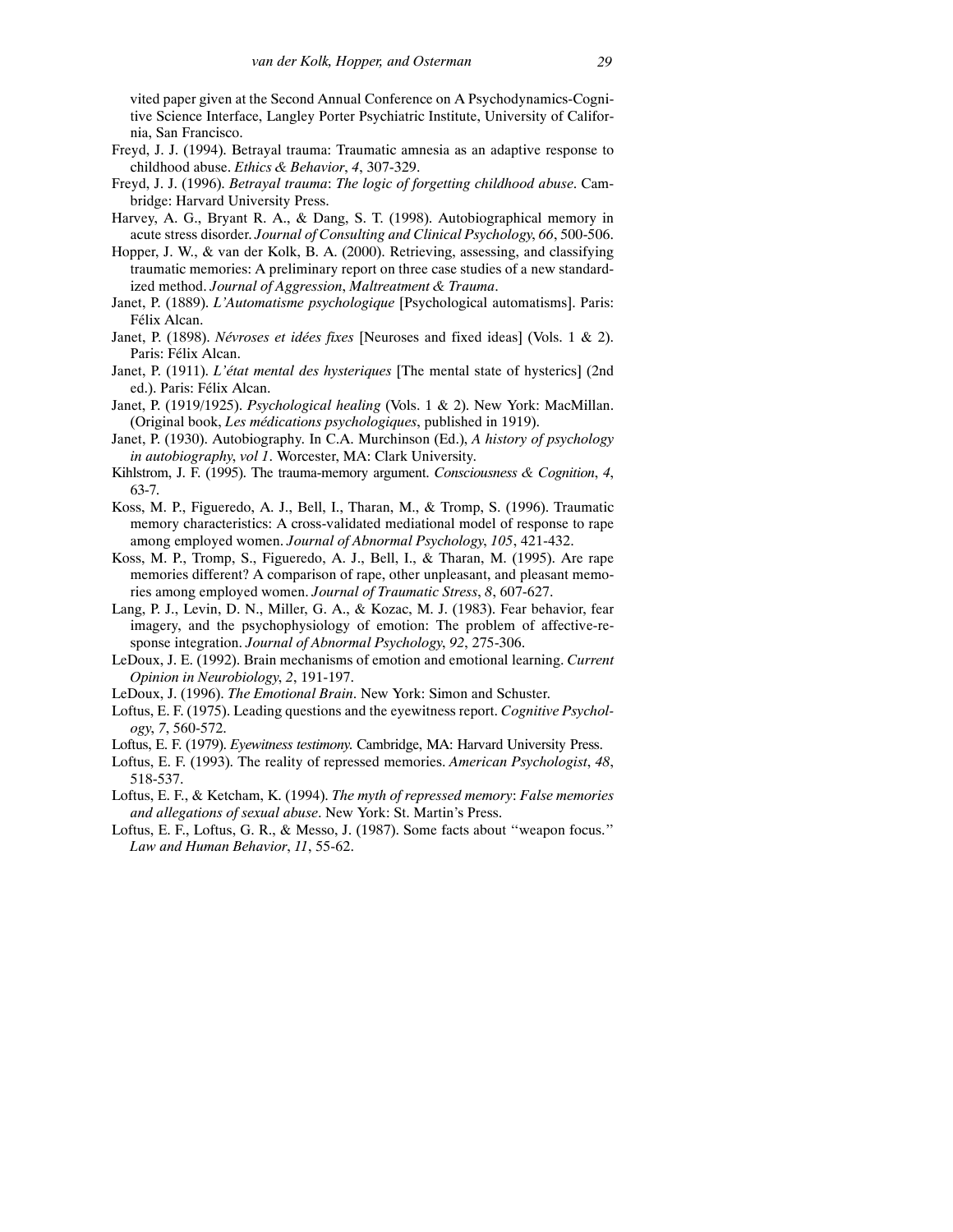vited paper given at the Second Annual Conference on A Psychodynamics-Cognitive Science Interface, Langley Porter Psychiatric Institute, University of California, San Francisco.

Freyd, J. J. (1994). Betrayal trauma: Traumatic amnesia as an adaptive response to childhood abuse. *Ethics & Behavior*, *4*, 307-329.

Freyd, J. J. (1996). *Betrayal trauma*: *The logic of forgetting childhood abuse*. Cambridge: Harvard University Press.

Harvey, A. G., Bryant R. A., & Dang, S. T. (1998). Autobiographical memory in acute stress disorder. *Journal of Consulting and Clinical Psychology*, *66*, 500-506.

Hopper, J. W., & van der Kolk, B. A. (2000). Retrieving, assessing, and classifying traumatic memories: A preliminary report on three case studies of a new standardized method. *Journal of Aggression*, *Maltreatment & Trauma*.

Janet, P. (1889). *L'Automatisme psychologique* [Psychological automatisms]. Paris: Félix Alcan.

Janet, P. (1898). *Névroses et idées fixes* [Neuroses and fixed ideas] (Vols. 1 & 2). Paris: Félix Alcan.

Janet, P. (1911). *L'état mental des hysteriques* [The mental state of hysterics] (2nd ed.). Paris: Félix Alcan.

Janet, P. (1919/1925). *Psychological healing* (Vols. 1 & 2). New York: MacMillan. (Original book, *Les médications psychologiques*, published in 1919).

Janet, P. (1930). Autobiography. In C.A. Murchinson (Ed.), *A history of psychology in autobiography*, *vol 1*. Worcester, MA: Clark University.

Kihlstrom, J. F. (1995). The trauma-memory argument. *Consciousness & Cognition*, *4*, 63-7.

Koss, M. P., Figueredo, A. J., Bell, I., Tharan, M., & Tromp, S. (1996). Traumatic memory characteristics: A cross-validated mediational model of response to rape among employed women. *Journal of Abnormal Psychology*, *105*, 421-432.

Koss, M. P., Tromp, S., Figueredo, A. J., Bell, I., & Tharan, M. (1995). Are rape memories different? A comparison of rape, other unpleasant, and pleasant memories among employed women. *Journal of Traumatic Stress*, *8*, 607-627.

Lang, P. J., Levin, D. N., Miller, G. A., & Kozac, M. J. (1983). Fear behavior, fear imagery, and the psychophysiology of emotion: The problem of affective-response integration. *Journal of Abnormal Psychology*, *92*, 275-306.

LeDoux, J. E. (1992). Brain mechanisms of emotion and emotional learning. *Current Opinion in Neurobiology*, *2*, 191-197.

LeDoux, J. (1996). *The Emotional Brain*. New York: Simon and Schuster.

Loftus, E. F. (1975). Leading questions and the eyewitness report. *Cognitive Psychology*, *7*, 560-572.

Loftus, E. F. (1979). *Eyewitness testimony.* Cambridge, MA: Harvard University Press.

Loftus, E. F. (1993). The reality of repressed memories. *American Psychologist*, *48*, 518-537.

Loftus, E. F., & Ketcham, K. (1994). *The myth of repressed memory*: *False memories and allegations of sexual abuse*. New York: St. Martin's Press.

Loftus, E. F., Loftus, G. R., & Messo, J. (1987). Some facts about ''weapon focus.'' *Law and Human Behavior*, *11*, 55-62.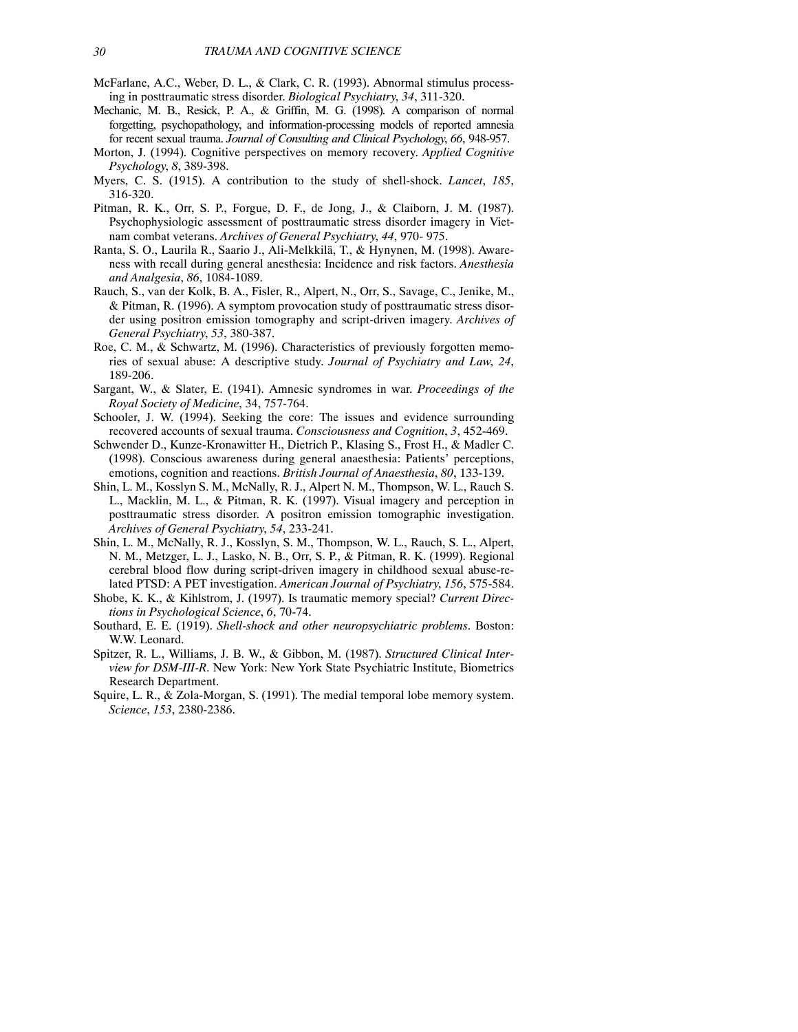McFarlane, A.C., Weber, D. L., & Clark, C. R. (1993). Abnormal stimulus processing in posttraumatic stress disorder. *Biological Psychiatry*, *34*, 311-320.

Mechanic, M. B., Resick, P. A., & Griffin, M. G. (1998). A comparison of normal forgetting, psychopathology, and information-processing models of reported amnesia for recent sexual trauma. *Journal of Consulting and Clinical Psychology*, *66*, 948-957.

Morton, J. (1994). Cognitive perspectives on memory recovery. *Applied Cognitive Psychology*, *8*, 389-398.

Myers, C. S. (1915). A contribution to the study of shell-shock. *Lancet*, *185*, 316-320.

Pitman, R. K., Orr, S. P., Forgue, D. F., de Jong, J., & Claiborn, J. M. (1987). Psychophysiologic assessment of posttraumatic stress disorder imagery in Vietnam combat veterans. *Archives of General Psychiatry*, *44*, 970- 975.

Ranta, S. O., Laurila R., Saario J., Ali-Melkkilä, T., & Hynynen, M. (1998). Awareness with recall during general anesthesia: Incidence and risk factors. *Anesthesia and Analgesia*, *86*, 1084-1089.

Rauch, S., van der Kolk, B. A., Fisler, R., Alpert, N., Orr, S., Savage, C., Jenike, M., & Pitman, R. (1996). A symptom provocation study of posttraumatic stress disorder using positron emission tomography and script-driven imagery. *Archives of General Psychiatry*, *53*, 380-387.

Roe, C. M., & Schwartz, M. (1996). Characteristics of previously forgotten memories of sexual abuse: A descriptive study. *Journal of Psychiatry and Law*, *24*, 189-206.

Sargant, W., & Slater, E. (1941). Amnesic syndromes in war. *Proceedings of the Royal Society of Medicine*, 34, 757-764.

Schooler, J. W. (1994). Seeking the core: The issues and evidence surrounding recovered accounts of sexual trauma. *Consciousness and Cognition*, *3*, 452-469.

Schwender D., Kunze-Kronawitter H., Dietrich P., Klasing S., Frost H., & Madler C. (1998). Conscious awareness during general anaesthesia: Patients' perceptions, emotions, cognition and reactions. *British Journal of Anaesthesia*, *80*, 133-139.

Shin, L. M., Kosslyn S. M., McNally, R. J., Alpert N. M., Thompson, W. L., Rauch S. L., Macklin, M. L., & Pitman, R. K. (1997). Visual imagery and perception in posttraumatic stress disorder. A positron emission tomographic investigation. *Archives of General Psychiatry*, *54*, 233-241.

Shin, L. M., McNally, R. J., Kosslyn, S. M., Thompson, W. L., Rauch, S. L., Alpert, N. M., Metzger, L. J., Lasko, N. B., Orr, S. P., & Pitman, R. K. (1999). Regional cerebral blood flow during script-driven imagery in childhood sexual abuse-related PTSD: A PET investigation. *American Journal of Psychiatry*, *156*, 575-584.

Shobe, K. K., & Kihlstrom, J. (1997). Is traumatic memory special? *Current Directions in Psychological Science*, *6*, 70-74.

Southard, E. E. (1919). *Shell-shock and other neuropsychiatric problems*. Boston: W.W. Leonard.

Spitzer, R. L., Williams, J. B. W., & Gibbon, M. (1987). *Structured Clinical Interview for DSM-III-R*. New York: New York State Psychiatric Institute, Biometrics Research Department.

Squire, L. R., & Zola-Morgan, S. (1991). The medial temporal lobe memory system. *Science*, *153*, 2380-2386.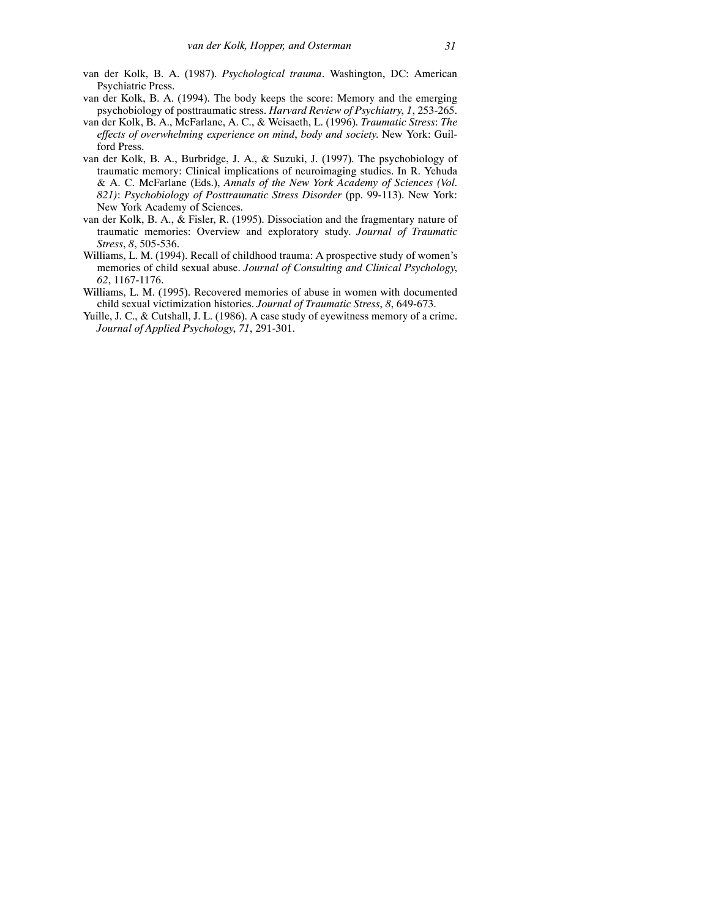van der Kolk, B. A. (1987). *Psychological trauma*. Washington, DC: American Psychiatric Press.

van der Kolk, B. A. (1994). The body keeps the score: Memory and the emerging psychobiology of posttraumatic stress. *Harvard Review of Psychiatry*, *1*, 253-265.

van der Kolk, B. A., McFarlane, A. C., & Weisaeth, L. (1996). *Traumatic Stress*: *The effects of overwhelming experience on mind*, *body and society*. New York: Guilford Press.

van der Kolk, B. A., Burbridge, J. A., & Suzuki, J. (1997). The psychobiology of traumatic memory: Clinical implications of neuroimaging studies. In R. Yehuda & A. C. McFarlane (Eds.), *Annals of the New York Academy of Sciences (Vol. 821)*: *Psychobiology of Posttraumatic Stress Disorder* (pp. 99-113). New York: New York Academy of Sciences.

van der Kolk, B. A., & Fisler, R. (1995). Dissociation and the fragmentary nature of traumatic memories: Overview and exploratory study. *Journal of Traumatic Stress*, *8*, 505-536.

Williams, L. M. (1994). Recall of childhood trauma: A prospective study of women's memories of child sexual abuse. *Journal of Consulting and Clinical Psychology*, *62*, 1167-1176.

Williams, L. M. (1995). Recovered memories of abuse in women with documented child sexual victimization histories. *Journal of Traumatic Stress*, *8*, 649-673.

Yuille, J. C., & Cutshall, J. L. (1986). A case study of eyewitness memory of a crime. *Journal of Applied Psychology*, *71*, 291-301.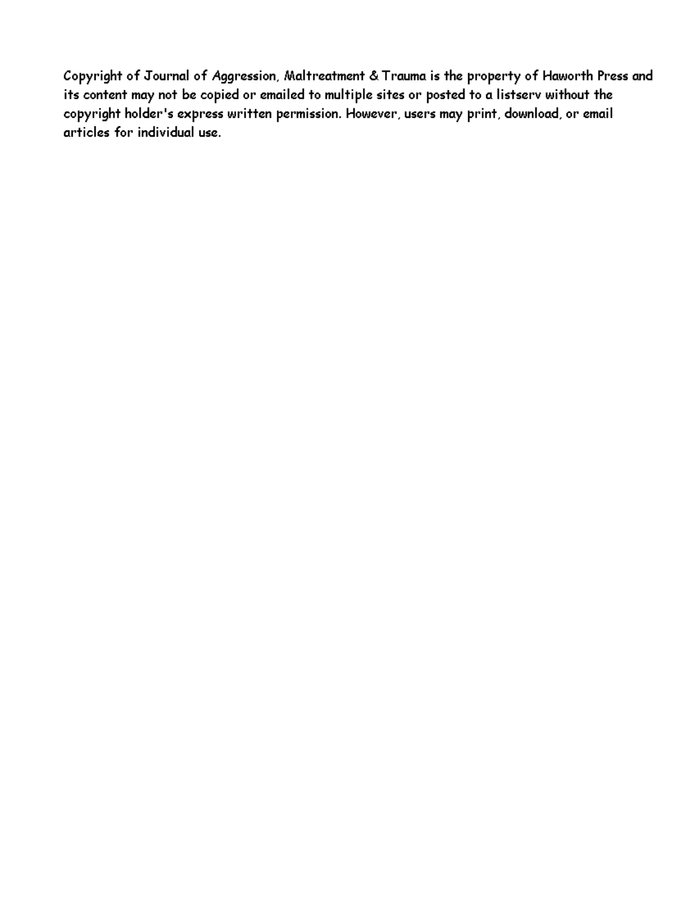Copyright of Journal of Aggression, Maltreatment & Trauma is the property of Haworth Press and its content may not be copied or emailed to multiple sites or posted to a listserv without the copyright holder's express written permission. However, users may print, download, or email articles for individual use.